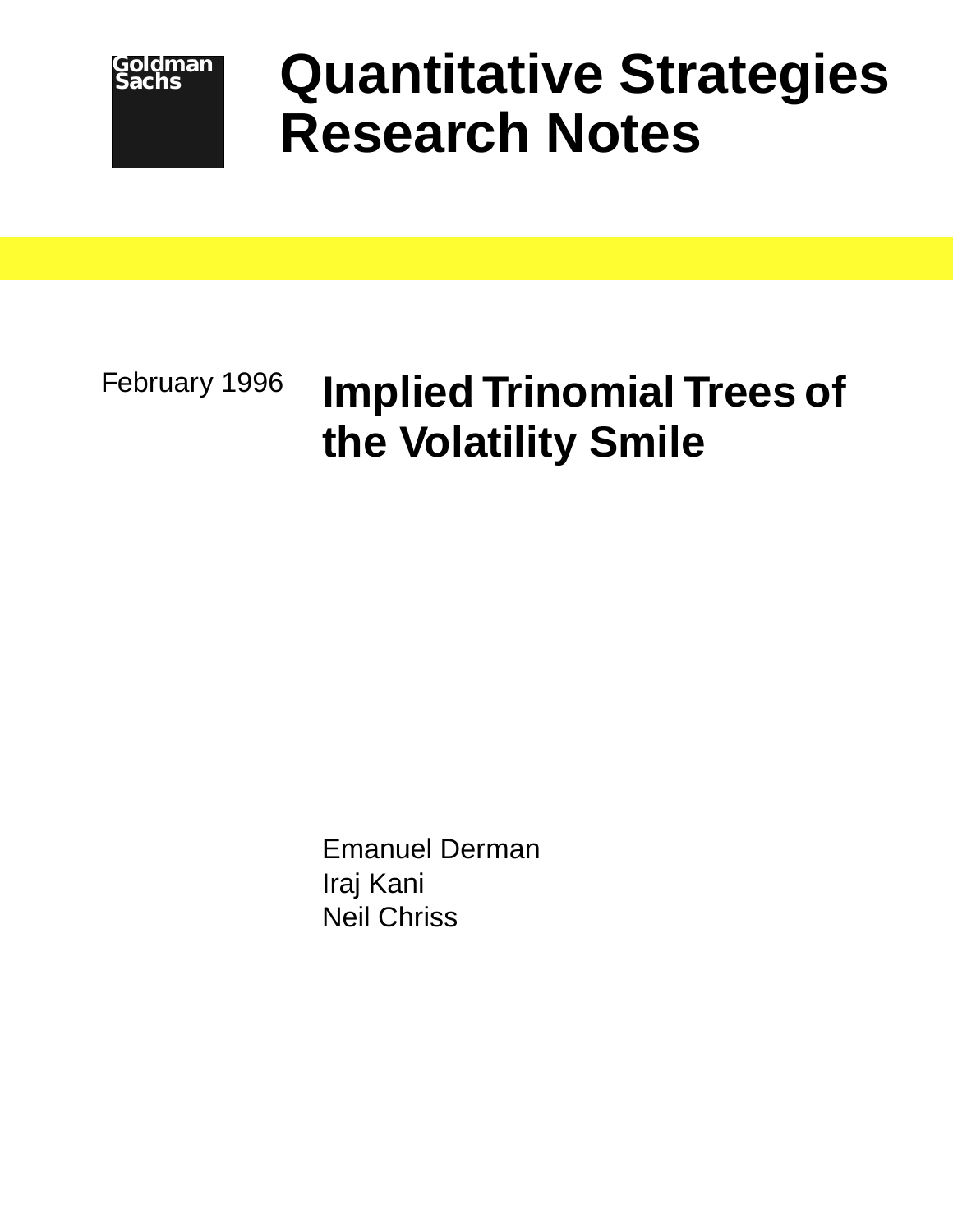Goldman Sachs

# Quantitative Strategies Research Notes

February 1996

## Implied Trinomial Trees of the Volatility Smile

Emanuel Derman
Iraj Kani
Neil Chriss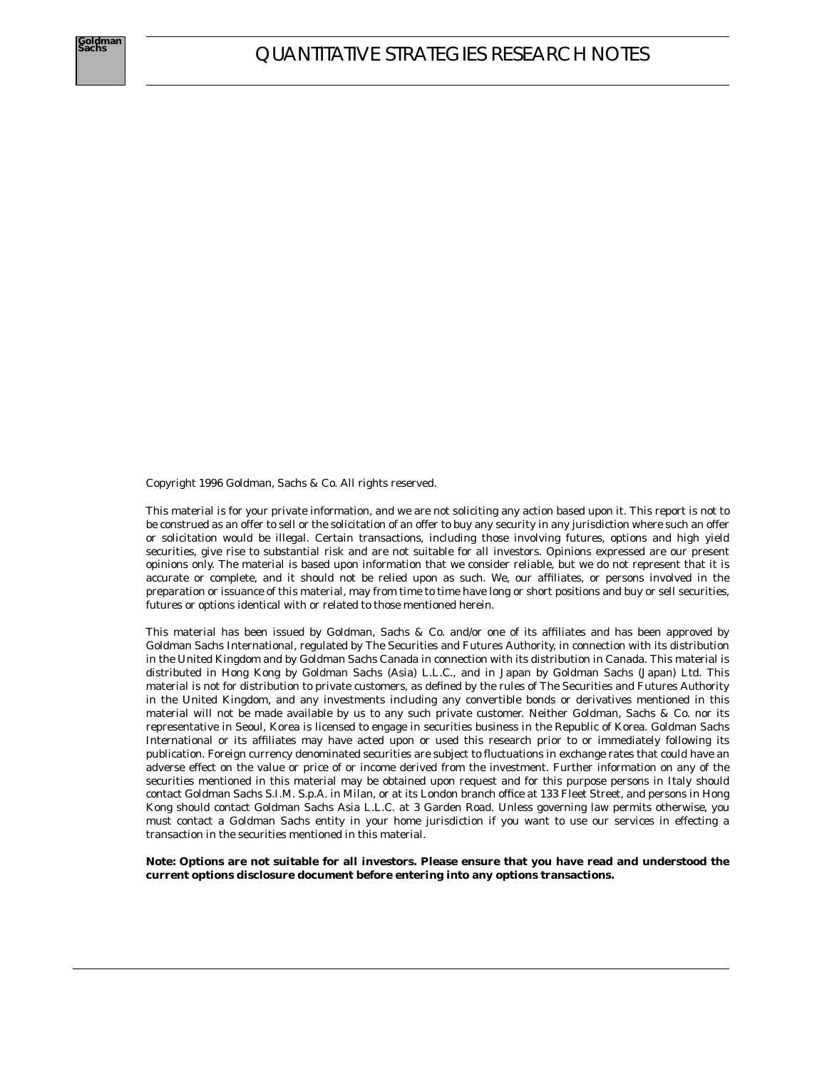Copyright 1996 Goldman, Sachs & Co. All rights reserved.

This material is for your private information, and we are not soliciting any action based upon it. This report is not to be construed as an offer to sell or the solicitation of an offer to buy any security in any jurisdiction where such an offer or solicitation would be illegal. Certain transactions, including those involving futures, options and high yield securities, give rise to substantial risk and are not suitable for all investors. Opinions expressed are our present opinions only. The material is based upon information that we consider reliable, but we do not represent that it is accurate or complete, and it should not be relied upon as such. We, our affiliates, or persons involved in the preparation or issuance of this material, may from time to time have long or short positions and buy or sell securities, futures or options identical with or related to those mentioned herein.

This material has been issued by Goldman, Sachs & Co. and/or one of its affiliates and has been approved by Goldman Sachs International, regulated by The Securities and Futures Authority, in connection with its distribution in the United Kingdom and by Goldman Sachs Canada in connection with its distribution in Canada. This material is distributed in Hong Kong by Goldman Sachs (Asia) L.L.C., and in Japan by Goldman Sachs (Japan) Ltd. This material is not for distribution to private customers, as defined by the rules of The Securities and Futures Authority in the United Kingdom, and any investments including any convertible bonds or derivatives mentioned in this material will not be made available by us to any such private customer. Neither Goldman, Sachs & Co. nor its representative in Seoul, Korea is licensed to engage in securities business in the Republic of Korea. Goldman Sachs International or its affiliates may have acted upon or used this research prior to or immediately following its publication. Foreign currency denominated securities are subject to fluctuations in exchange rates that could have an adverse effect on the value or price of or income derived from the investment. Further information on any of the securities mentioned in this material may be obtained upon request and for this purpose persons in Italy should contact Goldman Sachs S.I.M. S.p.A. in Milan, or at its London branch office at 133 Fleet Street, and persons in Hong Kong should contact Goldman Sachs Asia L.L.C. at 3 Garden Road. Unless governing law permits otherwise, you must contact a Goldman Sachs entity in your home jurisdiction if you want to use our services in effecting a transaction in the securities mentioned in this material.

**Note: Options are not suitable for all investors. Please ensure that you have read and understood the current options disclosure document before entering into any options transactions.**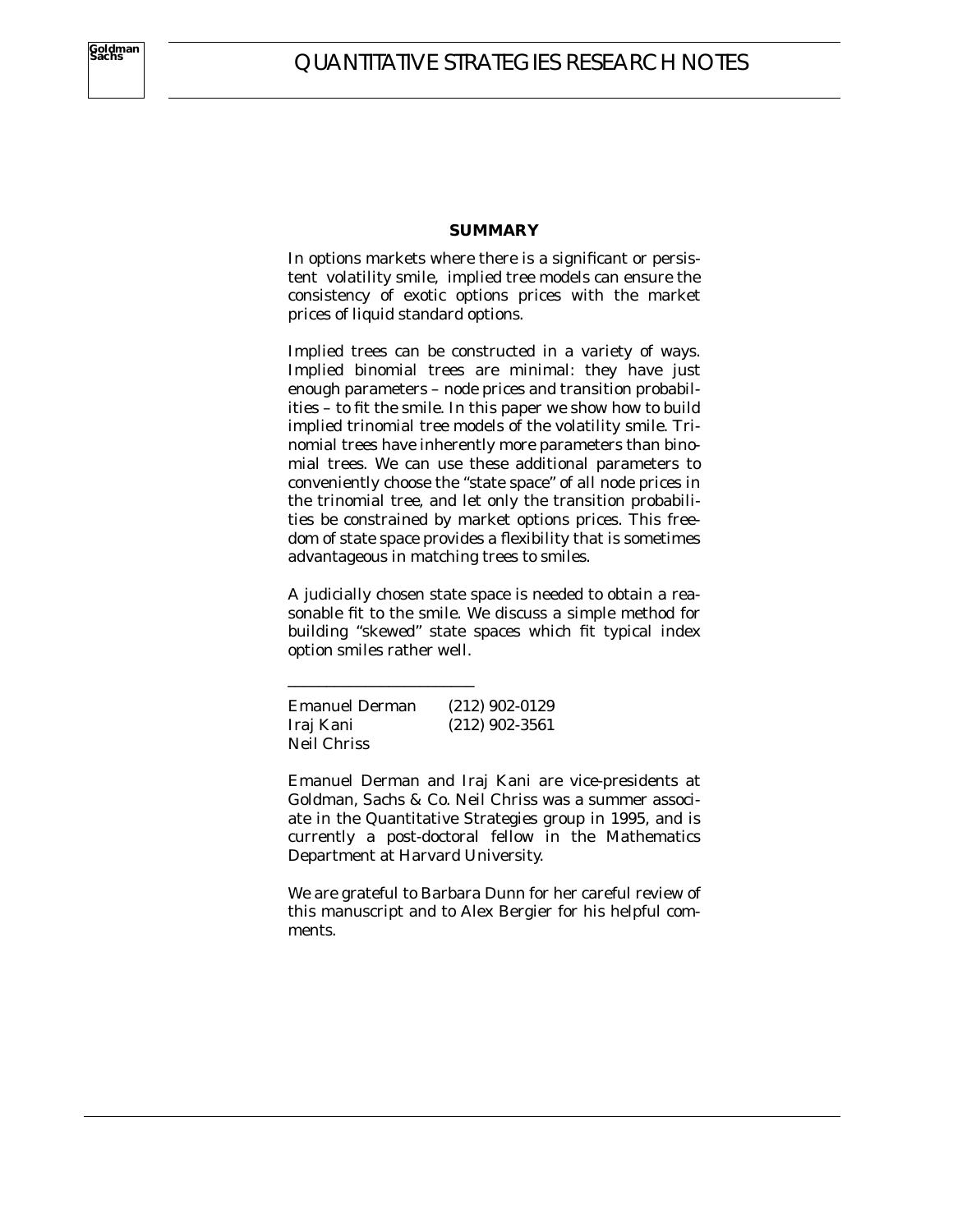## SUMMARY

In options markets where there is a significant or persistent volatility smile, implied tree models can ensure the consistency of exotic options prices with the market prices of liquid standard options.

Implied trees can be constructed in a variety of ways. Implied binomial trees are minimal: they have just enough parameters – node prices and transition probabilities – to fit the smile. In this paper we show how to build implied trinomial tree models of the volatility smile. Trinomial trees have inherently more parameters than binomial trees. We can use these additional parameters to conveniently choose the "state space" of all node prices in the trinomial tree, and let only the transition probabilities be constrained by market options prices. This freedom of state space provides a flexibility that is sometimes advantageous in matching trees to smiles.

A judicially chosen state space is needed to obtain a reasonable fit to the smile. We discuss a simple method for building "skewed" state spaces which fit typical index option smiles rather well.

---

| | |
|---|---|
| Emanuel Derman | (212) 902-0129 |
| Iraj Kani | (212) 902-3561 |
| Neil Chriss | |

Emanuel Derman and Iraj Kani are vice-presidents at Goldman, Sachs & Co. Neil Chriss was a summer associate in the Quantitative Strategies group in 1995, and is currently a post-doctoral fellow in the Mathematics Department at Harvard University.

We are grateful to Barbara Dunn for her careful review of this manuscript and to Alex Bergier for his helpful comments.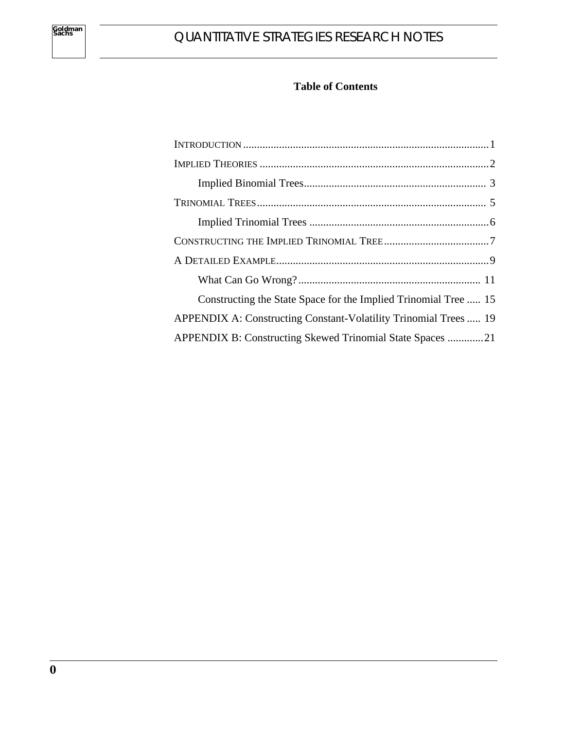## Table of Contents

- INTRODUCTION ........................................................................................1
- IMPLIED THEORIES ..................................................................................2
  - Implied Binomial Trees.................................................................. 3
- TRINOMIAL TREES.................................................................................. 5
  - Implied Trinomial Trees .................................................................6
- CONSTRUCTING THE IMPLIED TRINOMIAL TREE......................................7
- A DETAILED EXAMPLE.............................................................................9
  - What Can Go Wrong?.................................................................. 11
  - Constructing the State Space for the Implied Trinomial Tree ..... 15
- APPENDIX A: Constructing Constant-Volatility Trinomial Trees ..... 19
- APPENDIX B: Constructing Skewed Trinomial State Spaces .............21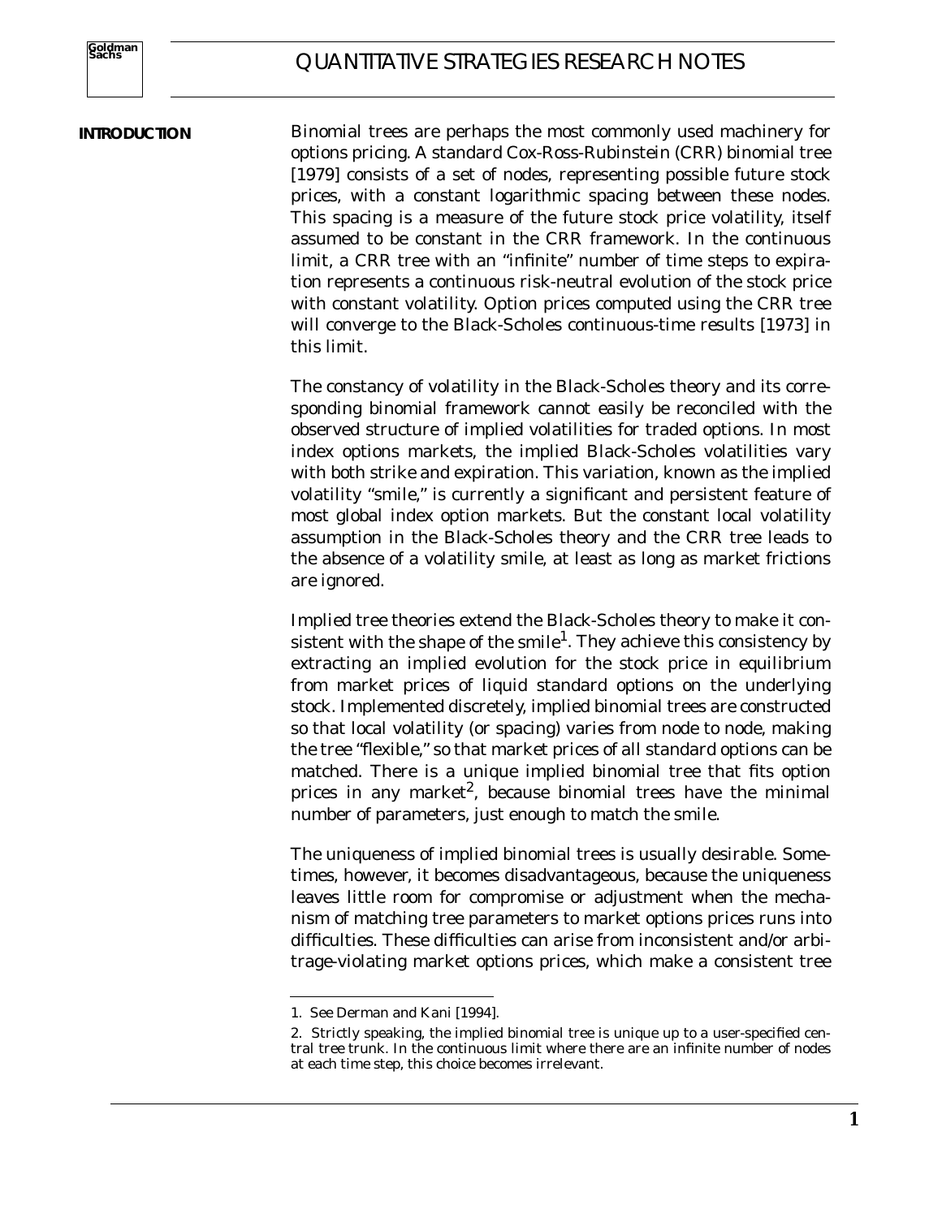## INTRODUCTION

Binomial trees are perhaps the most commonly used machinery for options pricing. A standard Cox-Ross-Rubinstein (CRR) binomial tree [1979] consists of a set of nodes, representing possible future stock prices, with a constant logarithmic spacing between these nodes. This spacing is a measure of the future stock price volatility, itself assumed to be constant in the CRR framework. In the continuous limit, a CRR tree with an "infinite" number of time steps to expiration represents a continuous risk-neutral evolution of the stock price with constant volatility. Option prices computed using the CRR tree will converge to the Black-Scholes continuous-time results [1973] in this limit.

The constancy of volatility in the Black-Scholes theory and its corresponding binomial framework cannot easily be reconciled with the observed structure of implied volatilities for traded options. In most index options markets, the implied Black-Scholes volatilities vary with both strike and expiration. This variation, known as the implied volatility "smile," is currently a significant and persistent feature of most global index option markets. But the constant local volatility assumption in the Black-Scholes theory and the CRR tree leads to the absence of a volatility smile, at least as long as market frictions are ignored.

Implied tree theories extend the Black-Scholes theory to make it consistent with the shape of the smile[1]. They achieve this consistency by extracting an implied evolution for the stock price in equilibrium from market prices of liquid standard options on the underlying stock. Implemented discretely, implied binomial trees are constructed so that local volatility (or spacing) varies from node to node, making the tree "flexible," so that market prices of all standard options can be matched. There is a unique implied binomial tree that fits option prices in any market[2], because binomial trees have the minimal number of parameters, just enough to match the smile.

The uniqueness of implied binomial trees is usually desirable. Sometimes, however, it becomes disadvantageous, because the uniqueness leaves little room for compromise or adjustment when the mechanism of matching tree parameters to market options prices runs into difficulties. These difficulties can arise from inconsistent and/or arbitrage-violating market options prices, which make a consistent tree

---

1. See Derman and Kani [1994].

2. Strictly speaking, the implied binomial tree is unique up to a user-specified central tree trunk. In the continuous limit where there are an infinite number of nodes at each time step, this choice becomes irrelevant.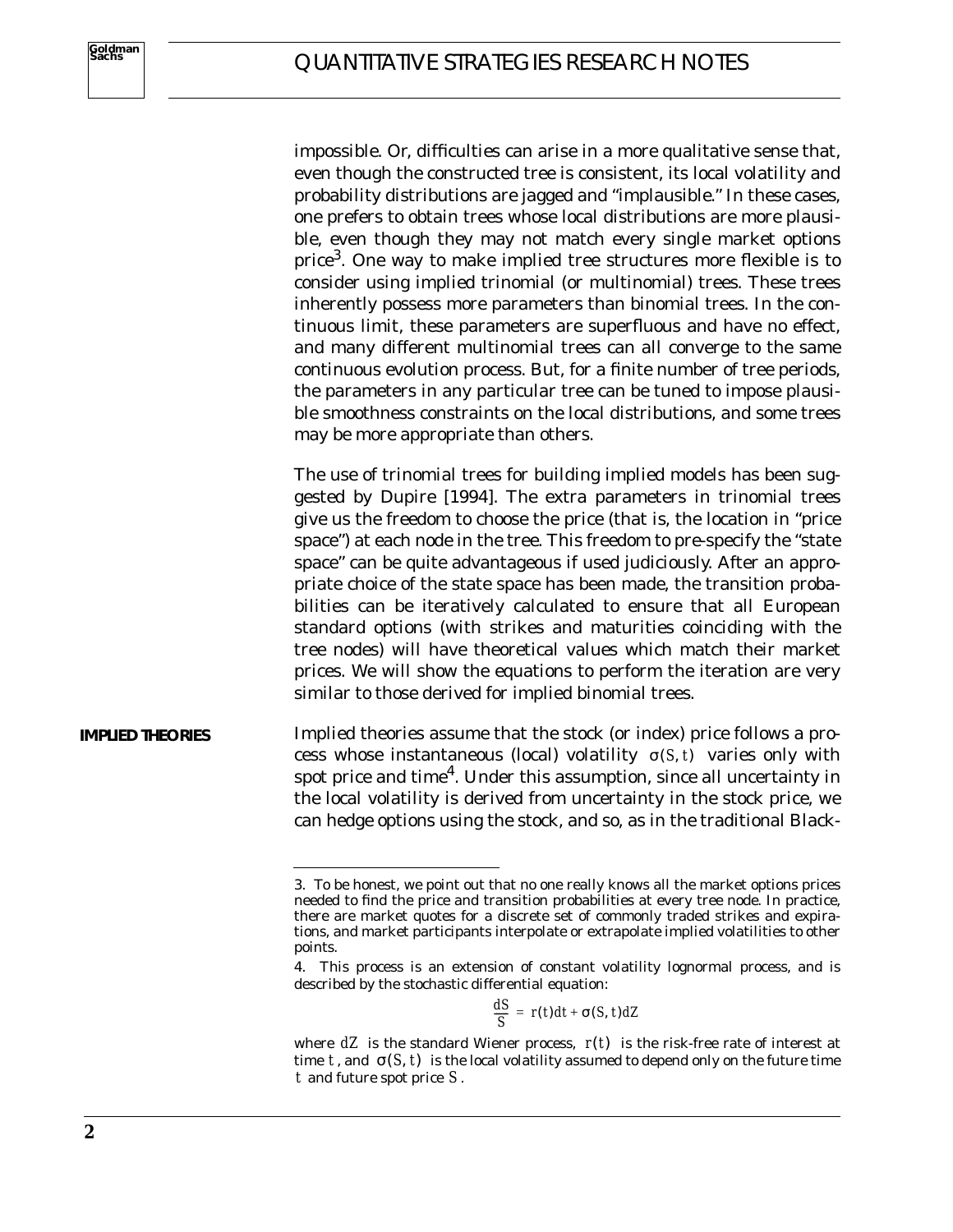impossible. Or, difficulties can arise in a more qualitative sense that, even though the constructed tree is consistent, its local volatility and probability distributions are jagged and "implausible." In these cases, one prefers to obtain trees whose local distributions are more plausible, even though they may not match every single market options price[3]. One way to make implied tree structures more flexible is to consider using implied trinomial (or multinomial) trees. These trees inherently possess more parameters than binomial trees. In the continuous limit, these parameters are superfluous and have no effect, and many different multinomial trees can all converge to the same continuous evolution process. But, for a finite number of tree periods, the parameters in any particular tree can be tuned to impose plausible smoothness constraints on the local distributions, and some trees may be more appropriate than others.

The use of trinomial trees for building implied models has been suggested by Dupire [1994]. The extra parameters in trinomial trees give us the freedom to choose the price (that is, the location in "price space") at each node in the tree. This freedom to pre-specify the "state space" can be quite advantageous if used judiciously. After an appropriate choice of the state space has been made, the transition probabilities can be iteratively calculated to ensure that all European standard options (with strikes and maturities coinciding with the tree nodes) will have theoretical values which match their market prices. We will show the equations to perform the iteration are very similar to those derived for implied binomial trees.

## IMPLIED THEORIES

Implied theories assume that the stock (or index) price follows a process whose instantaneous (local) volatility $\sigma(S, t)$ varies only with spot price and time[4]. Under this assumption, since all uncertainty in the local volatility is derived from uncertainty in the stock price, we can hedge options using the stock, and so, as in the traditional Black-

---

3. To be honest, we point out that no one really knows all the market options prices needed to find the price and transition probabilities at every tree node. In practice, there are market quotes for a discrete set of commonly traded strikes and expirations, and market participants interpolate or extrapolate implied volatilities to other points.

4. This process is an extension of constant volatility lognormal process, and is described by the stochastic differential equation:

$$\frac{dS}{S} = r(t)dt + \sigma(S, t)dZ$$

where $dZ$ is the standard Wiener process, $r(t)$ is the risk-free rate of interest at time $t$, and $\sigma(S, t)$ is the local volatility assumed to depend only on the future time $t$ and future spot price $S$.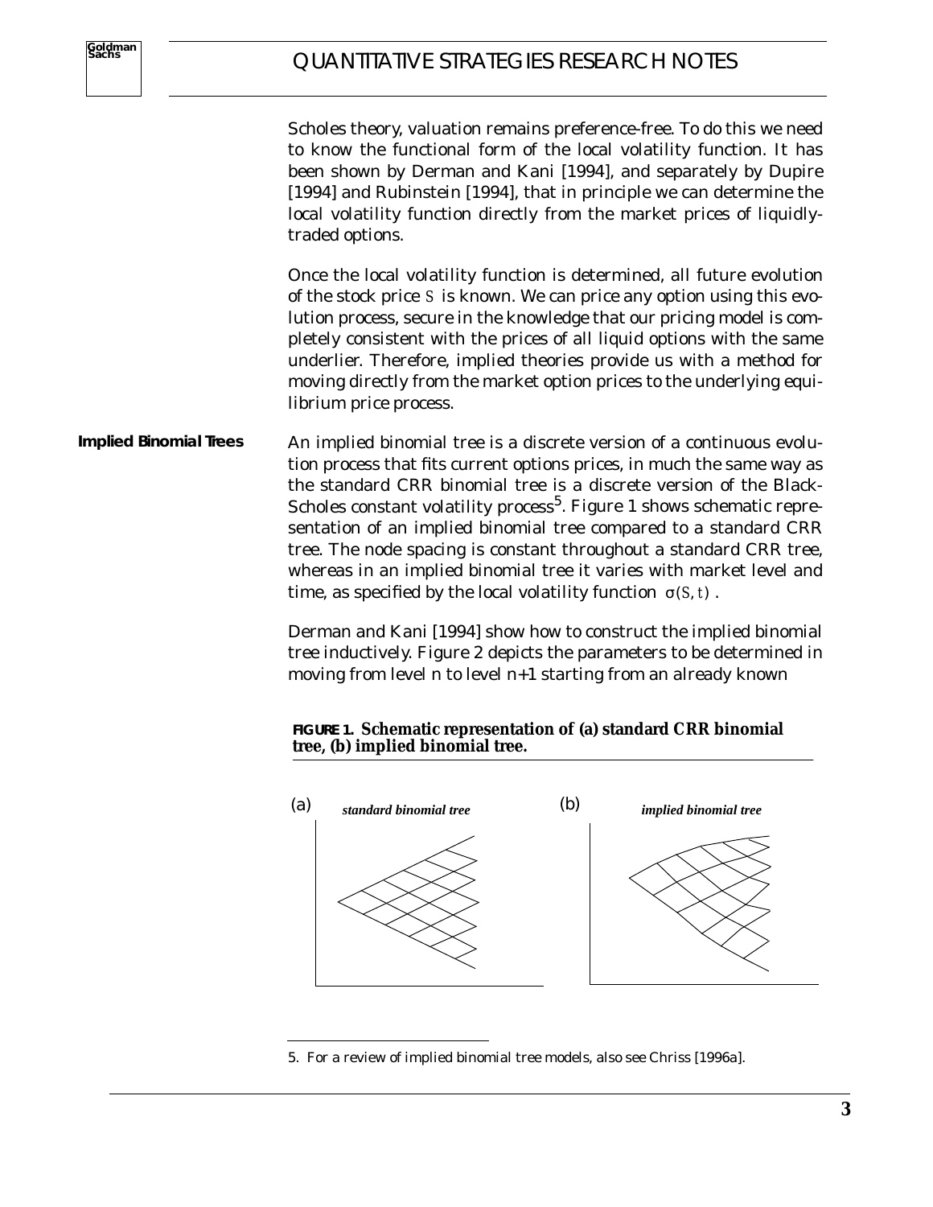Scholes theory, valuation remains preference-free. To do this we need to know the functional form of the local volatility function. It has been shown by Derman and Kani [1994], and separately by Dupire [1994] and Rubinstein [1994], that in principle we can determine the local volatility function directly from the market prices of liquidly-traded options.

Once the local volatility function is determined, all future evolution of the stock price $S$ is known. We can price any option using this evolution process, secure in the knowledge that our pricing model is completely consistent with the prices of all liquid options with the same underlier. Therefore, implied theories provide us with a method for moving directly from the market option prices to the underlying equilibrium price process.

## Implied Binomial Trees

An implied binomial tree is a discrete version of a continuous evolution process that fits current options prices, in much the same way as the standard CRR binomial tree is a discrete version of the Black-Scholes constant volatility process[5]. Figure 1 shows schematic representation of an implied binomial tree compared to a standard CRR tree. The node spacing is constant throughout a standard CRR tree, whereas in an implied binomial tree it varies with market level and time, as specified by the local volatility function $\sigma(S, t)$.

Derman and Kani [1994] show how to construct the implied binomial tree inductively. Figure 2 depicts the parameters to be determined in moving from level n to level n+1 starting from an already known

**FIGURE 1. Schematic representation of (a) standard CRR binomial tree, (b) implied binomial tree.**

(a) *standard binomial tree* (b) *implied binomial tree*

5. For a review of implied binomial tree models, also see Chriss [1996a].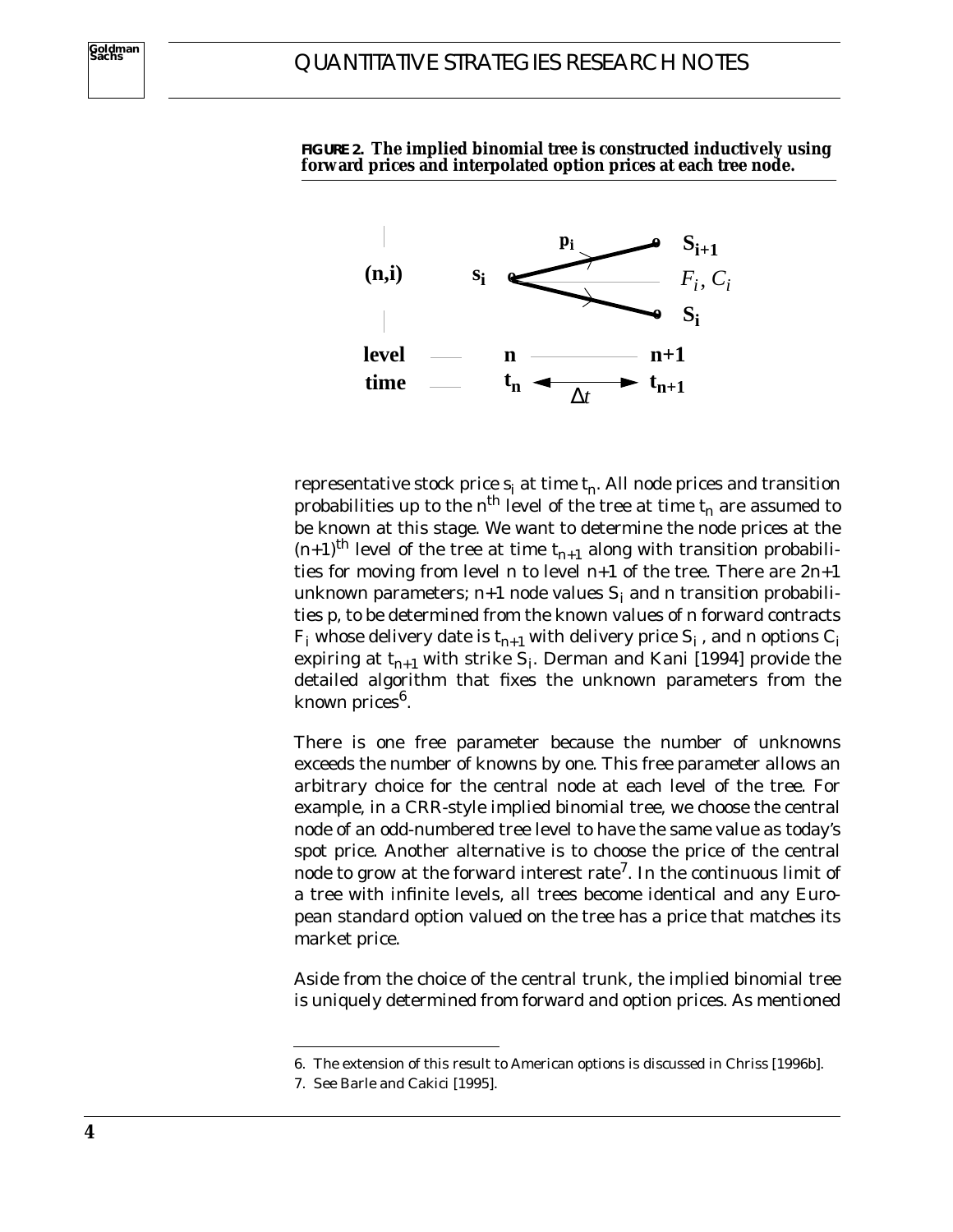**FIGURE 2. The implied binomial tree is constructed inductively using forward prices and interpolated option prices at each tree node.**

representative stock price $s_i$ at time $t_n$. All node prices and transition probabilities up to the $n^{th}$ level of the tree at time $t_n$ are assumed to be known at this stage. We want to determine the node prices at the $(n+1)^{th}$ level of the tree at time $t_{n+1}$ along with transition probabilities for moving from level n to level n+1 of the tree. There are 2n+1 unknown parameters; n+1 node values $S_i$ and n transition probabilities p, to be determined from the known values of n forward contracts $F_i$ whose delivery date is $t_{n+1}$ with delivery price $S_i$, and n options $C_i$ expiring at $t_{n+1}$ with strike $S_i$. Derman and Kani [1994] provide the detailed algorithm that fixes the unknown parameters from the known prices[6].

There is one free parameter because the number of unknowns exceeds the number of knowns by one. This free parameter allows an arbitrary choice for the central node at each level of the tree. For example, in a CRR-style implied binomial tree, we choose the central node of an odd-numbered tree level to have the same value as today's spot price. Another alternative is to choose the price of the central node to grow at the forward interest rate[7]. In the continuous limit of a tree with infinite levels, all trees become identical and any European standard option valued on the tree has a price that matches its market price.

Aside from the choice of the central trunk, the implied binomial tree is uniquely determined from forward and option prices. As mentioned

6. The extension of this result to American options is discussed in Chriss [1996b].

7. See Barle and Cakici [1995].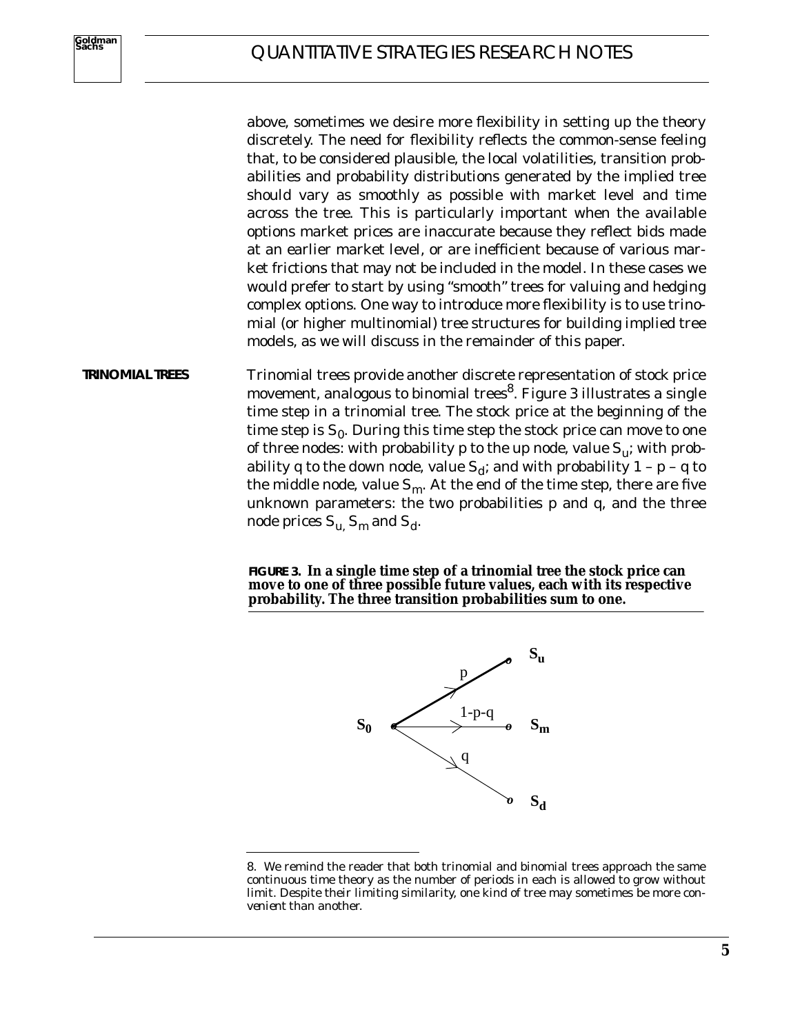above, sometimes we desire more flexibility in setting up the theory discretely. The need for flexibility reflects the common-sense feeling that, to be considered plausible, the local volatilities, transition probabilities and probability distributions generated by the implied tree should vary as smoothly as possible with market level and time across the tree. This is particularly important when the available options market prices are inaccurate because they reflect bids made at an earlier market level, or are inefficient because of various market frictions that may not be included in the model. In these cases we would prefer to start by using "smooth" trees for valuing and hedging complex options. One way to introduce more flexibility is to use trinomial (or higher multinomial) tree structures for building implied tree models, as we will discuss in the remainder of this paper.

## TRINOMIAL TREES

Trinomial trees provide another discrete representation of stock price movement, analogous to binomial trees[8]. Figure 3 illustrates a single time step in a trinomial tree. The stock price at the beginning of the time step is $S_0$. During this time step the stock price can move to one of three nodes: with probability p to the up node, value $S_u$; with probability q to the down node, value $S_d$; and with probability $1 - p - q$ to the middle node, value $S_m$. At the end of the time step, there are five unknown parameters: the two probabilities p and q, and the three node prices $S_u$, $S_m$ and $S_d$.

**FIGURE 3. In a single time step of a trinomial tree the stock price can move to one of three possible future values, each with its respective probability. The three transition probabilities sum to one.**

$S_0$ → (p) $S_u$; (1-p-q) $S_m$; (q) $S_d$

8. We remind the reader that both trinomial and binomial trees approach the same continuous time theory as the number of periods in each is allowed to grow without limit. Despite their limiting similarity, one kind of tree may sometimes be more convenient than another.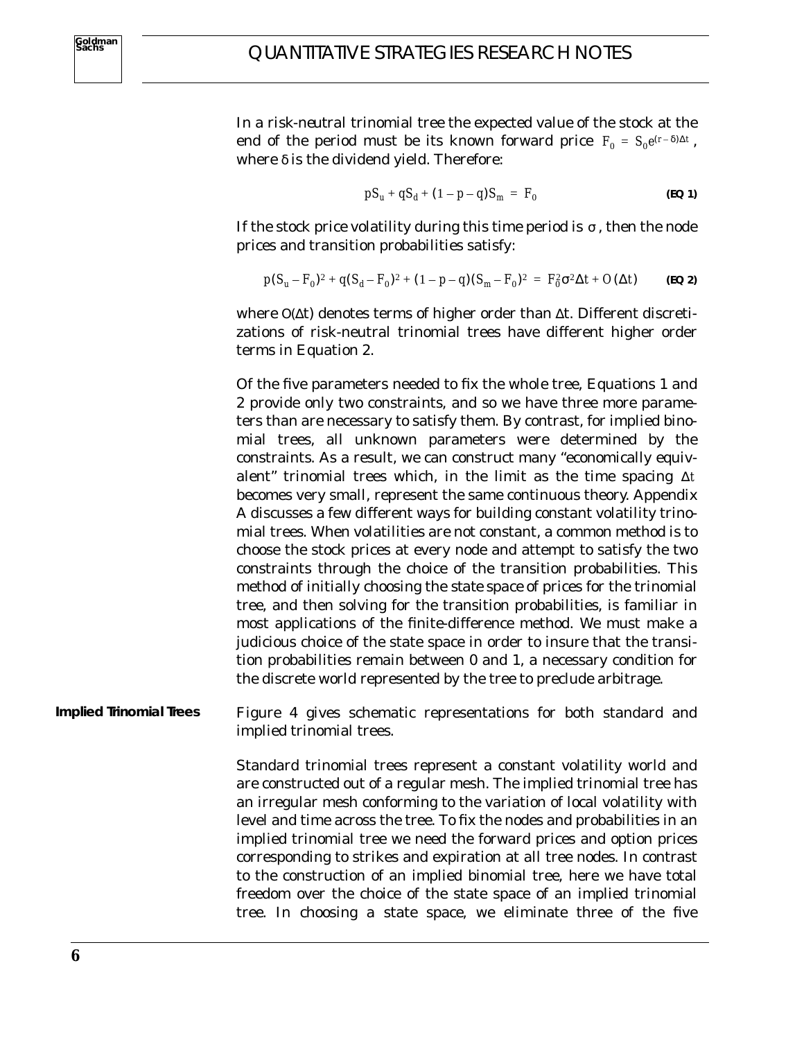In a risk-neutral trinomial tree the expected value of the stock at the end of the period must be its known forward price $F_0 = S_0 e^{(r-\delta)\Delta t}$, where $\delta$ is the dividend yield. Therefore:

$$pS_u + qS_d + (1-p-q)S_m = F_0 \quad \textbf{(EQ 1)}$$

If the stock price volatility during this time period is $\sigma$, then the node prices and transition probabilities satisfy:

$$p(S_u - F_0)^2 + q(S_d - F_0)^2 + (1-p-q)(S_m - F_0)^2 = F_0^2\sigma^2\Delta t + O(\Delta t) \quad \textbf{(EQ 2)}$$

where $O(\Delta t)$ denotes terms of higher order than $\Delta t$. Different discretizations of risk-neutral trinomial trees have different higher order terms in Equation 2.

Of the five parameters needed to fix the whole tree, Equations 1 and 2 provide only two constraints, and so we have three more parameters than are necessary to satisfy them. By contrast, for implied binomial trees, all unknown parameters were determined by the constraints. As a result, we can construct many "economically equivalent" trinomial trees which, in the limit as the time spacing $\Delta t$ becomes very small, represent the same continuous theory. Appendix A discusses a few different ways for building constant volatility trinomial trees. When volatilities are not constant, a common method is to choose the stock prices at every node and attempt to satisfy the two constraints through the choice of the transition probabilities. This method of initially choosing the state space of prices for the trinomial tree, and then solving for the transition probabilities, is familiar in most applications of the finite-difference method. We must make a judicious choice of the state space in order to insure that the transition probabilities remain between 0 and 1, a necessary condition for the discrete world represented by the tree to preclude arbitrage.

## Implied Trinomial Trees

Figure 4 gives schematic representations for both standard and implied trinomial trees.

Standard trinomial trees represent a constant volatility world and are constructed out of a regular mesh. The implied trinomial tree has an irregular mesh conforming to the variation of local volatility with level and time across the tree. To fix the nodes and probabilities in an implied trinomial tree we need the forward prices and option prices corresponding to strikes and expiration at all tree nodes. In contrast to the construction of an implied binomial tree, here we have total freedom over the choice of the state space of an implied trinomial tree. In choosing a state space, we eliminate three of the five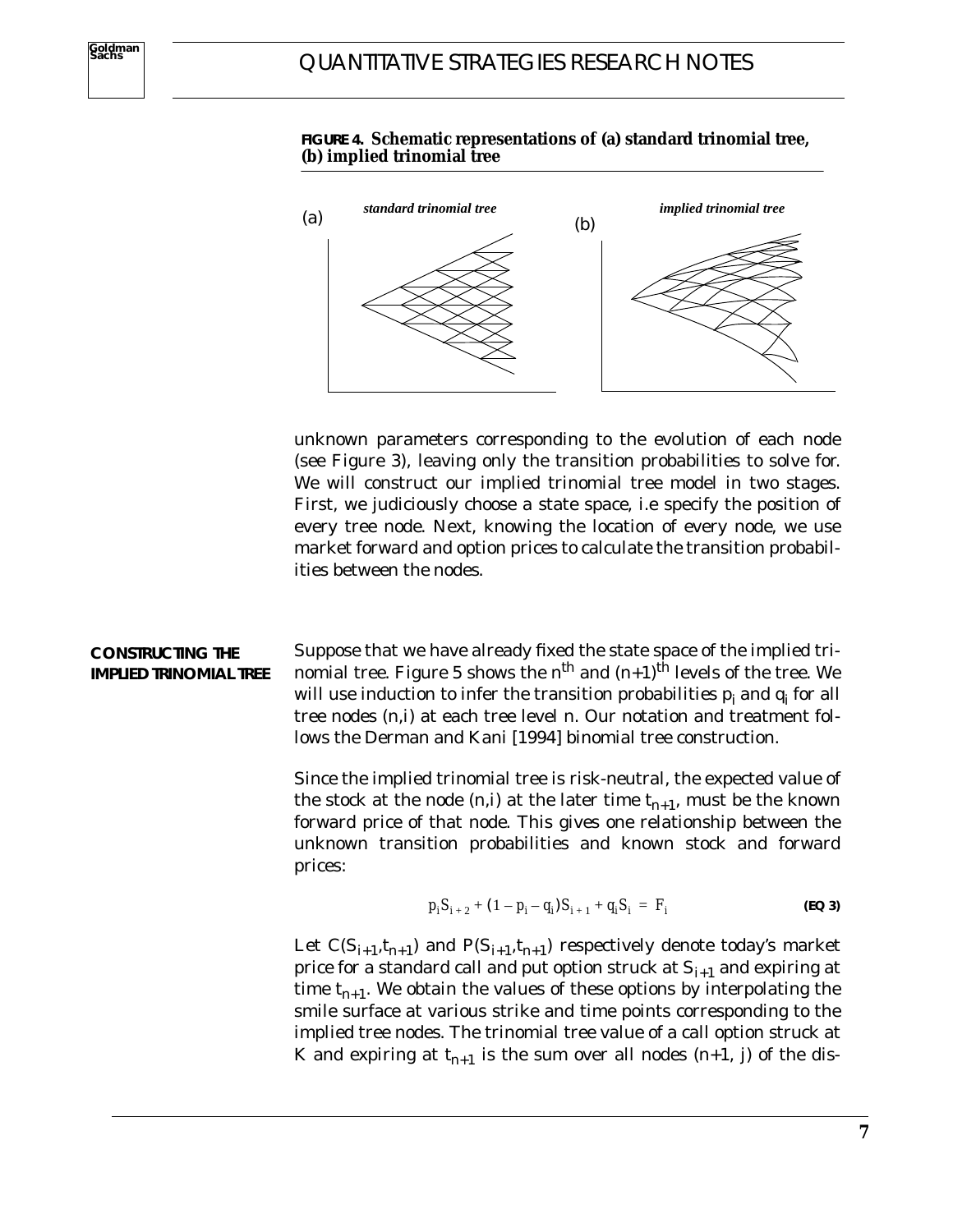**FIGURE 4. Schematic representations of (a) standard trinomial tree, (b) implied trinomial tree**

unknown parameters corresponding to the evolution of each node (see Figure 3), leaving only the transition probabilities to solve for. We will construct our implied trinomial tree model in two stages. First, we judiciously choose a state space, i.e specify the position of every tree node. Next, knowing the location of every node, we use market forward and option prices to calculate the transition probabilities between the nodes.

## CONSTRUCTING THE IMPLIED TRINOMIAL TREE

Suppose that we have already fixed the state space of the implied trinomial tree. Figure 5 shows the $n^{th}$ and $(n+1)^{th}$ levels of the tree. We will use induction to infer the transition probabilities $p_i$ and $q_i$ for all tree nodes (n,i) at each tree level n. Our notation and treatment follows the Derman and Kani [1994] binomial tree construction.

Since the implied trinomial tree is risk-neutral, the expected value of the stock at the node (n,i) at the later time $t_{n+1}$, must be the known forward price of that node. This gives one relationship between the unknown transition probabilities and known stock and forward prices:

$$p_i S_{i+2} + (1 - p_i - q_i) S_{i+1} + q_i S_i = F_i \tag{EQ 3}$$

Let $C(S_{i+1}, t_{n+1})$ and $P(S_{i+1}, t_{n+1})$ respectively denote today's market price for a standard call and put option struck at $S_{i+1}$ and expiring at time $t_{n+1}$. We obtain the values of these options by interpolating the smile surface at various strike and time points corresponding to the implied tree nodes. The trinomial tree value of a call option struck at K and expiring at $t_{n+1}$ is the sum over all nodes (n+1, j) of the dis-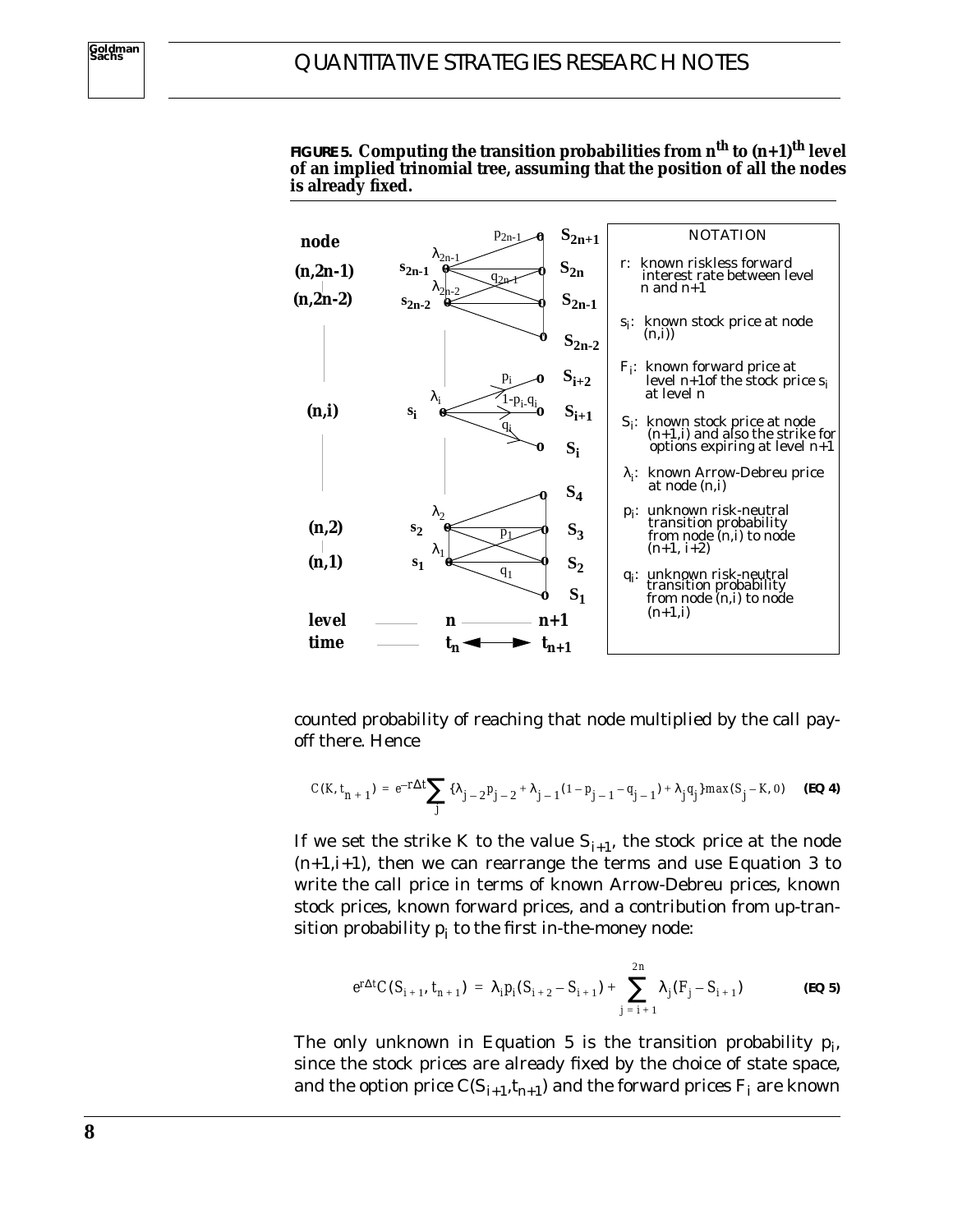**FIGURE 5. Computing the transition probabilities from $n^{th}$ to $(n+1)^{th}$ level of an implied trinomial tree, assuming that the position of all the nodes is already fixed.**

NOTATION

- $r$: known riskless forward interest rate between level $n$ and $n+1$
- $s_i$: known stock price at node $(n,i)$
- $F_i$: known forward price at level $n+1$ of the stock price $s_i$ at level $n$
- $S_i$: known stock price at node $(n+1,i)$ and also the strike for options expiring at level $n+1$
- $\lambda_i$: known Arrow-Debreu price at node $(n,i)$
- $p_i$: unknown risk-neutral transition probability from node $(n,i)$ to node $(n+1, i+2)$
- $q_i$: unknown risk-neutral transition probability from node $(n,i)$ to node $(n+1,i)$

counted probability of reaching that node multiplied by the call payoff there. Hence

$$C(K, t_{n+1}) = e^{-r\Delta t}\sum_j \{\lambda_{j-2}p_{j-2} + \lambda_{j-1}(1-p_{j-1}-q_{j-1}) + \lambda_j q_j\}\max(S_j - K, 0) \qquad \textbf{(EQ 4)}$$

If we set the strike $K$ to the value $S_{i+1}$, the stock price at the node $(n+1,i+1)$, then we can rearrange the terms and use Equation 3 to write the call price in terms of known Arrow-Debreu prices, known stock prices, known forward prices, and a contribution from up-transition probability $p_i$ to the first in-the-money node:

$$e^{r\Delta t}C(S_{i+1}, t_{n+1}) = \lambda_i p_i (S_{i+2} - S_{i+1}) + \sum_{j=i+1}^{2n} \lambda_j (F_j - S_{i+1}) \qquad \textbf{(EQ 5)}$$

The only unknown in Equation 5 is the transition probability $p_i$, since the stock prices are already fixed by the choice of state space, and the option price $C(S_{i+1},t_{n+1})$ and the forward prices $F_i$ are known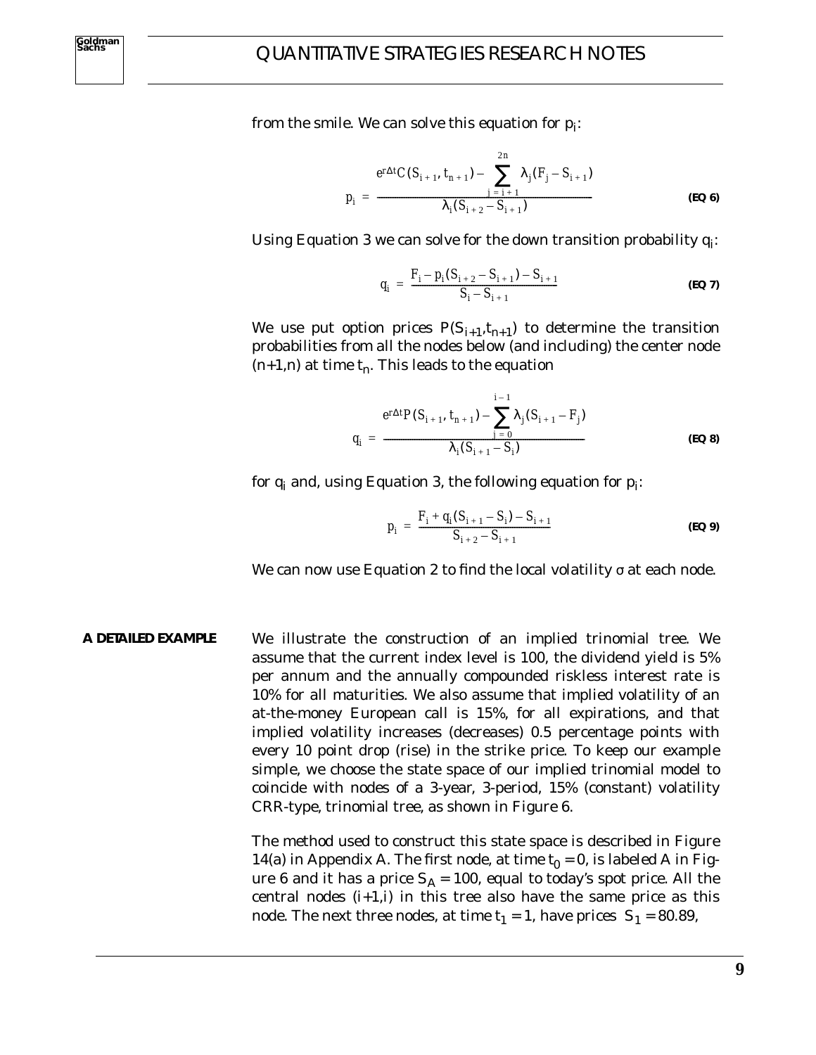from the smile. We can solve this equation for $p_i$:

$$p_i = \frac{e^{r\Delta t}C(S_{i+1}, t_{n+1}) - \sum_{j=i+1}^{2n} \lambda_j (F_j - S_{i+1})}{\lambda_i (S_{i+2} - S_{i+1})} \quad \textbf{(EQ 6)}$$

Using Equation 3 we can solve for the down transition probability $q_i$:

$$q_i = \frac{F_i - p_i(S_{i+2} - S_{i+1}) - S_{i+1}}{S_i - S_{i+1}} \quad \textbf{(EQ 7)}$$

We use put option prices $P(S_{i+1}, t_{n+1})$ to determine the transition probabilities from all the nodes below (and including) the center node $(n+1,n)$ at time $t_n$. This leads to the equation

$$q_i = \frac{e^{r\Delta t}P(S_{i+1}, t_{n+1}) - \sum_{j=0}^{i-1} \lambda_j (S_{i+1} - F_j)}{\lambda_i (S_{i+1} - S_i)} \quad \textbf{(EQ 8)}$$

for $q_i$ and, using Equation 3, the following equation for $p_i$:

$$p_i = \frac{F_i + q_i(S_{i+1} - S_i) - S_{i+1}}{S_{i+2} - S_{i+1}} \quad \textbf{(EQ 9)}$$

We can now use Equation 2 to find the local volatility $\sigma$ at each node.

**A DETAILED EXAMPLE**

We illustrate the construction of an implied trinomial tree. We assume that the current index level is 100, the dividend yield is 5% per annum and the annually compounded riskless interest rate is 10% for all maturities. We also assume that implied volatility of an at-the-money European call is 15%, for all expirations, and that implied volatility increases (decreases) 0.5 percentage points with every 10 point drop (rise) in the strike price. To keep our example simple, we choose the state space of our implied trinomial model to coincide with nodes of a 3-year, 3-period, 15% (constant) volatility CRR-type, trinomial tree, as shown in Figure 6.

The method used to construct this state space is described in Figure 14(a) in Appendix A. The first node, at time $t_0 = 0$, is labeled A in Figure 6 and it has a price $S_A = 100$, equal to today's spot price. All the central nodes $(i+1,i)$ in this tree also have the same price as this node. The next three nodes, at time $t_1 = 1$, have prices $S_1 = 80.89$,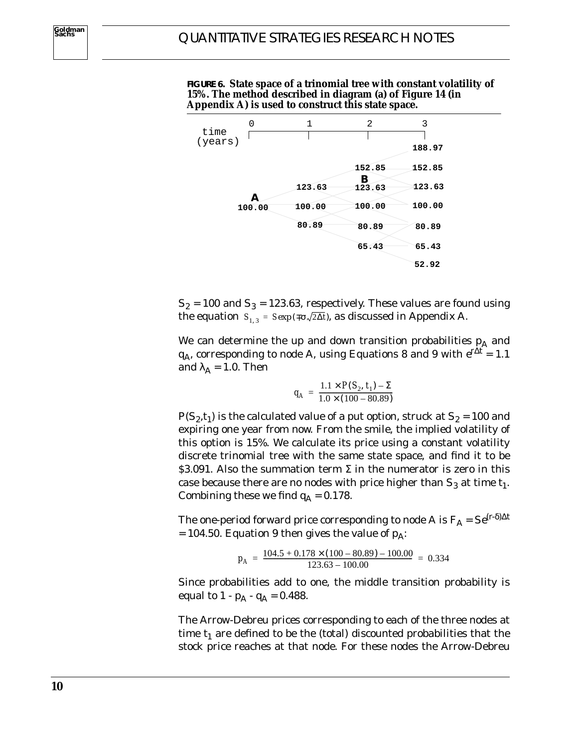**FIGURE 6. State space of a trinomial tree with constant volatility of 15%. The method described in diagram (a) of Figure 14 (in Appendix A) is used to construct this state space.**

| time (years) | 0 | 1 | 2 | 3 |
|---|---|---|---|---|
| | | | | 188.97 |
| | | | 152.85 | 152.85 |
| | | 123.63 | **B** 123.63 | 123.63 |
| | **A** 100.00 | 100.00 | 100.00 | 100.00 |
| | | 80.89 | 80.89 | 80.89 |
| | | | 65.43 | 65.43 |
| | | | | 52.92 |

$S_2 = 100$ and $S_3 = 123.63$, respectively. These values are found using the equation $S_{1,3} = S\exp(\mp\sigma\sqrt{2\Delta t})$, as discussed in Appendix A.

We can determine the up and down transition probabilities $p_A$ and $q_A$, corresponding to node A, using Equations 8 and 9 with $e^{r\Delta t} = 1.1$ and $\lambda_A = 1.0$. Then

$$q_A = \frac{1.1 \times P(S_2, t_1) - \Sigma}{1.0 \times (100 - 80.89)}$$

$P(S_2,t_1)$ is the calculated value of a put option, struck at $S_2 = 100$ and expiring one year from now. From the smile, the implied volatility of this option is 15%. We calculate its price using a constant volatility discrete trinomial tree with the same state space, and find it to be \$3.091. Also the summation term $\Sigma$ in the numerator is zero in this case because there are no nodes with price higher than $S_3$ at time $t_1$. Combining these we find $q_A = 0.178$.

The one-period forward price corresponding to node A is $F_A = Se^{(r-\delta)\Delta t} = 104.50$. Equation 9 then gives the value of $p_A$:

$$p_A = \frac{104.5 + 0.178 \times (100 - 80.89) - 100.00}{123.63 - 100.00} = 0.334$$

Since probabilities add to one, the middle transition probability is equal to $1 - p_A - q_A = 0.488$.

The Arrow-Debreu prices corresponding to each of the three nodes at time $t_1$ are defined to be the (total) discounted probabilities that the stock price reaches at that node. For these nodes the Arrow-Debreu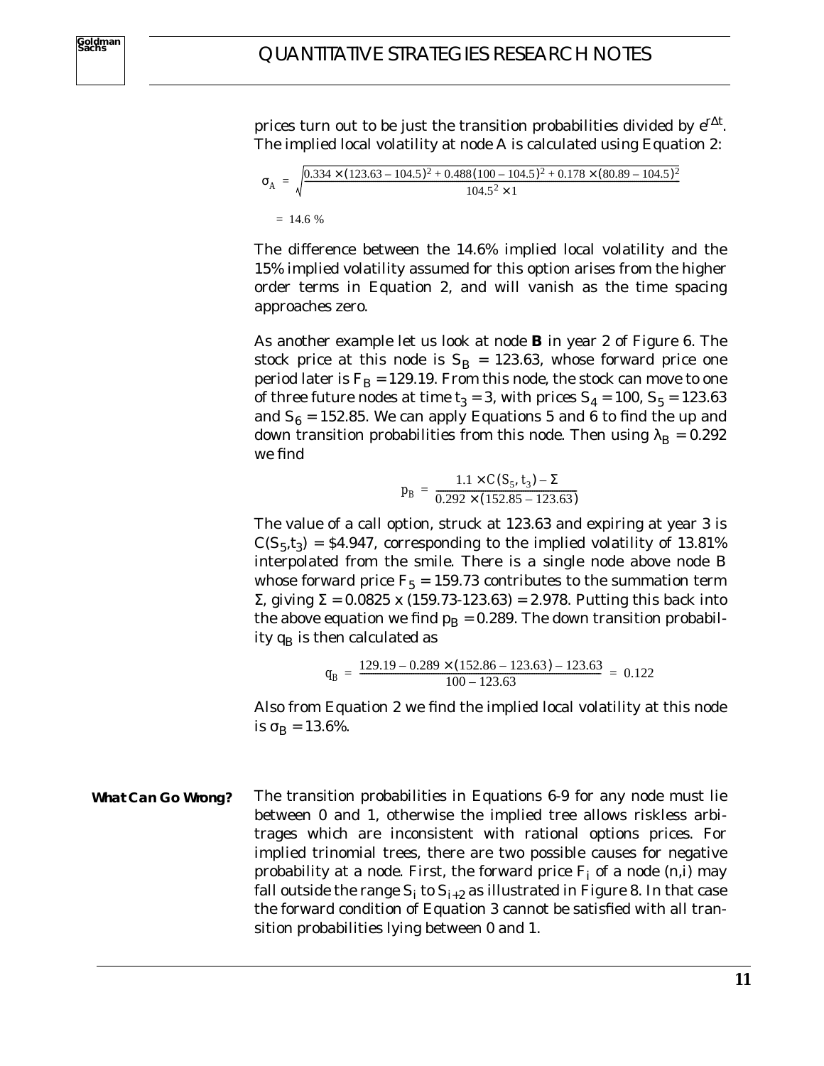prices turn out to be just the transition probabilities divided by $e^{r\Delta t}$. The implied local volatility at node A is calculated using Equation 2:

$$\sigma_A = \sqrt{\frac{0.334 \times (123.63 - 104.5)^2 + 0.488(100 - 104.5)^2 + 0.178 \times (80.89 - 104.5)^2}{104.5^2 \times 1}}$$

$$= 14.6\ \%$$

The difference between the 14.6% implied local volatility and the 15% implied volatility assumed for this option arises from the higher order terms in Equation 2, and will vanish as the time spacing approaches zero.

As another example let us look at node **B** in year 2 of Figure 6. The stock price at this node is $S_B = 123.63$, whose forward price one period later is $F_B = 129.19$. From this node, the stock can move to one of three future nodes at time $t_3 = 3$, with prices $S_4 = 100$, $S_5 = 123.63$ and $S_6 = 152.85$. We can apply Equations 5 and 6 to find the up and down transition probabilities from this node. Then using $\lambda_B = 0.292$ we find

$$p_B = \frac{1.1 \times C(S_5, t_3) - \Sigma}{0.292 \times (152.85 - 123.63)}$$

The value of a call option, struck at 123.63 and expiring at year 3 is $C(S_5,t_3)$ = \$4.947, corresponding to the implied volatility of 13.81% interpolated from the smile. There is a single node above node B whose forward price $F_5 = 159.73$ contributes to the summation term $\Sigma$, giving $\Sigma = 0.0825 \times (159.73\text{-}123.63) = 2.978$. Putting this back into the above equation we find $p_B = 0.289$. The down transition probability $q_B$ is then calculated as

$$q_B = \frac{129.19 - 0.289 \times (152.86 - 123.63) - 123.63}{100 - 123.63} = 0.122$$

Also from Equation 2 we find the implied local volatility at this node is $\sigma_B = 13.6\%$.

**What Can Go Wrong?**

The transition probabilities in Equations 6-9 for any node must lie between 0 and 1, otherwise the implied tree allows riskless arbitrages which are inconsistent with rational options prices. For implied trinomial trees, there are two possible causes for negative probability at a node. First, the forward price $F_i$ of a node (n,i) may fall outside the range $S_i$ to $S_{i+2}$ as illustrated in Figure 8. In that case the forward condition of Equation 3 cannot be satisfied with all transition probabilities lying between 0 and 1.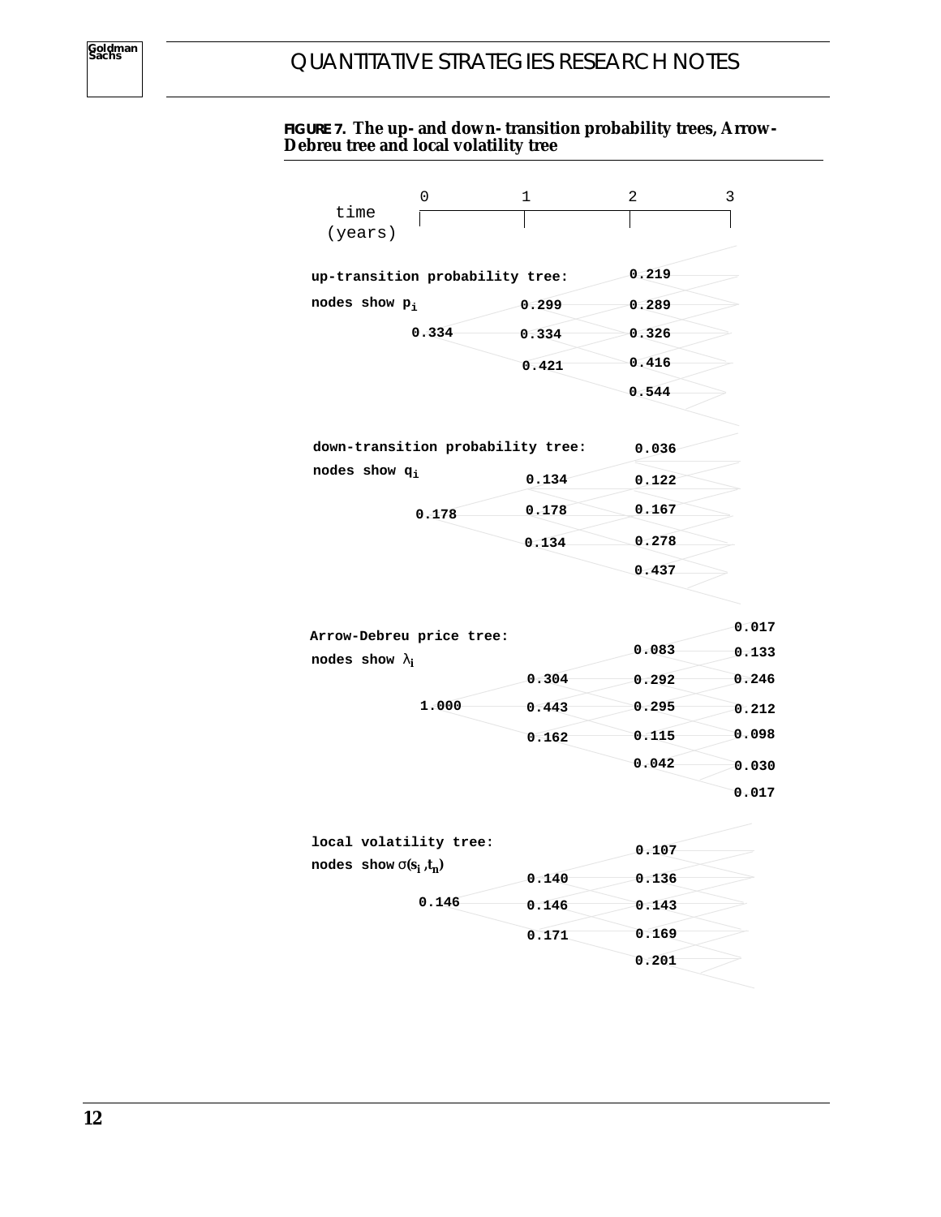**FIGURE 7. The up- and down-transition probability trees, Arrow-Debreu tree and local volatility tree**

time (years): 0, 1, 2, 3

**up-transition probability tree: nodes show $p_i$**

| time 0 | time 1 | time 2 |
|---|---|---|
| | | 0.219 |
| | 0.299 | 0.289 |
| 0.334 | 0.334 | 0.326 |
| | 0.421 | 0.416 |
| | | 0.544 |

**down-transition probability tree: nodes show $q_i$**

| time 0 | time 1 | time 2 |
|---|---|---|
| | | 0.036 |
| | 0.134 | 0.122 |
| 0.178 | 0.178 | 0.167 |
| | 0.134 | 0.278 |
| | | 0.437 |

**Arrow-Debreu price tree: nodes show $\lambda_i$**

| time 0 | time 1 | time 2 | time 3 |
|---|---|---|---|
| | | | 0.017 |
| | | 0.083 | 0.133 |
| | 0.304 | 0.292 | 0.246 |
| 1.000 | 0.443 | 0.295 | 0.212 |
| | 0.162 | 0.115 | 0.098 |
| | | 0.042 | 0.030 |
| | | | 0.017 |

**local volatility tree: nodes show $\sigma(s_i, t_n)$**

| time 0 | time 1 | time 2 |
|---|---|---|
| | | 0.107 |
| | 0.140 | 0.136 |
| 0.146 | 0.146 | 0.143 |
| | 0.171 | 0.169 |
| | | 0.201 |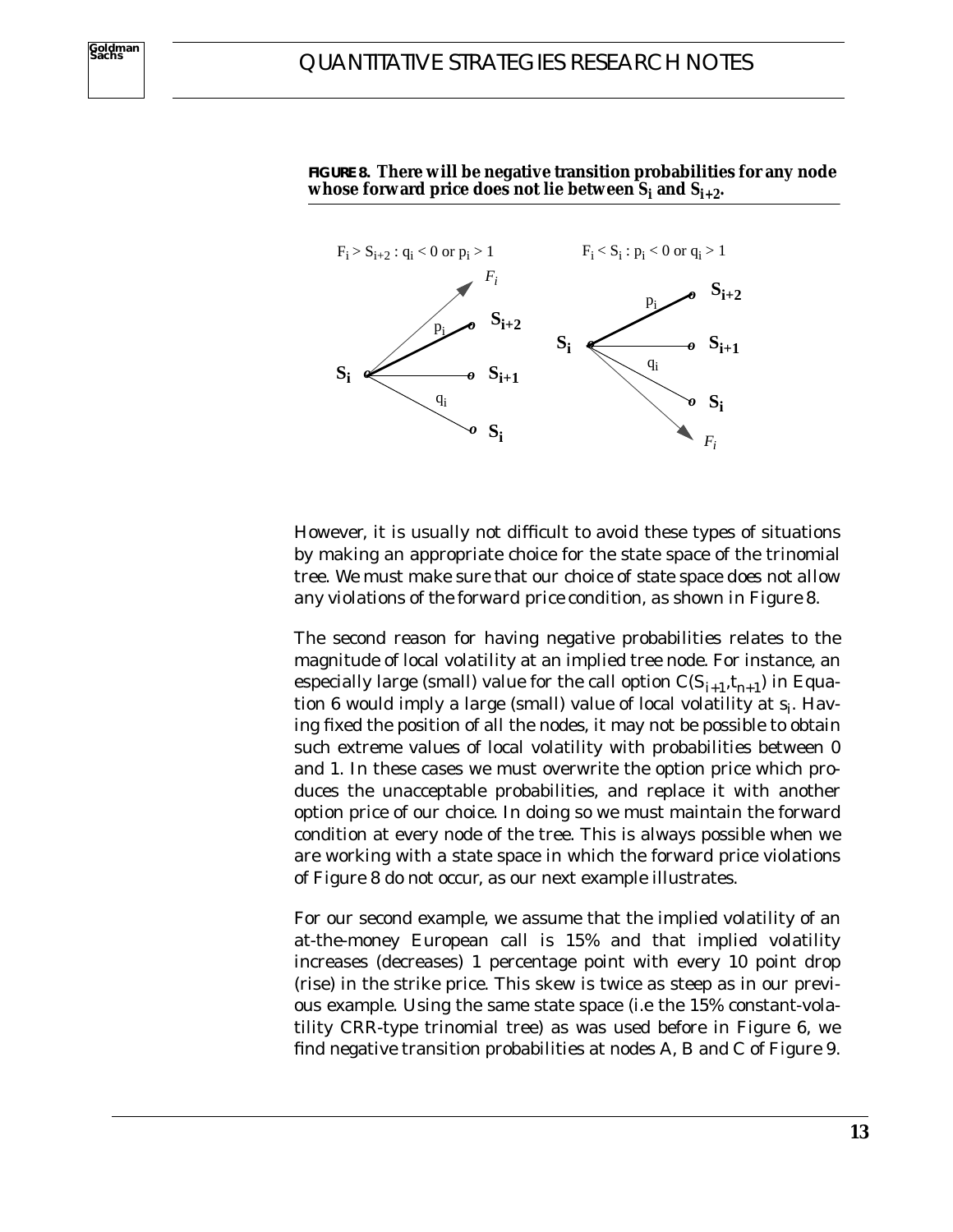**FIGURE 8. There will be negative transition probabilities for any node whose forward price does not lie between $S_i$ and $S_{i+2}$.**

$F_i > S_{i+2}$ : $q_i < 0$ or $p_i > 1$

$F_i < S_i$ : $p_i < 0$ or $q_i > 1$

However, it is usually not difficult to avoid these types of situations by making an appropriate choice for the state space of the trinomial tree. We must make sure that our choice of state space does not allow any violations of the forward price condition, as shown in Figure 8.

The second reason for having negative probabilities relates to the magnitude of local volatility at an implied tree node. For instance, an especially large (small) value for the call option $C(S_{i+1},t_{n+1})$ in Equation 6 would imply a large (small) value of local volatility at $s_i$. Having fixed the position of all the nodes, it may not be possible to obtain such extreme values of local volatility with probabilities between 0 and 1. In these cases we must overwrite the option price which produces the unacceptable probabilities, and replace it with another option price of our choice. In doing so we must maintain the forward condition at every node of the tree. This is always possible when we are working with a state space in which the forward price violations of Figure 8 do not occur, as our next example illustrates.

For our second example, we assume that the implied volatility of an at-the-money European call is 15% and that implied volatility increases (decreases) 1 percentage point with every 10 point drop (rise) in the strike price. This skew is twice as steep as in our previous example. Using the same state space (i.e the 15% constant-volatility CRR-type trinomial tree) as was used before in Figure 6, we find negative transition probabilities at nodes A, B and C of Figure 9.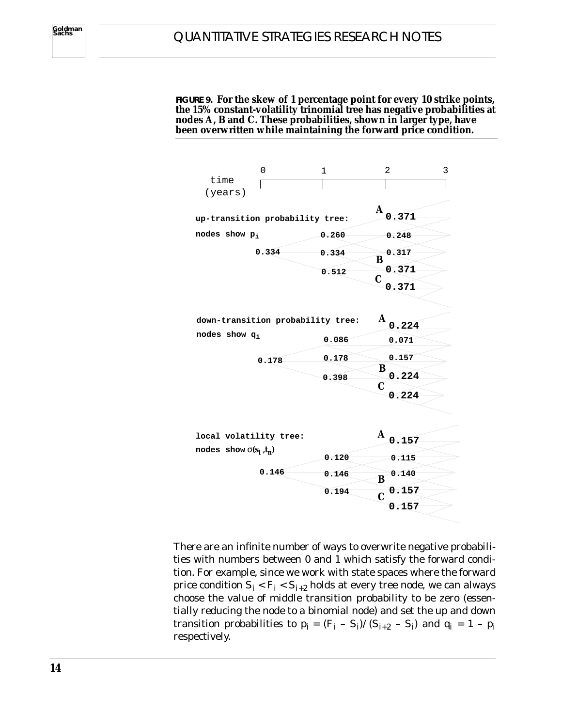**FIGURE 9. For the skew of 1 percentage point for every 10 strike points, the 15% constant-volatility trinomial tree has negative probabilities at nodes A, B and C. These probabilities, shown in larger type, have been overwritten while maintaining the forward price condition.**

time (years): 0, 1, 2, 3

**up-transition probability tree: nodes show $p_i$**

| time 0 | time 1 | time 2 |
|---|---|---|
| | | A **0.371** |
| | 0.260 | 0.248 |
| 0.334 | 0.334 | 0.317 |
| | 0.512 | B **0.371** |
| | | C **0.371** |

**down-transition probability tree: nodes show $q_i$**

| time 0 | time 1 | time 2 |
|---|---|---|
| | | A **0.224** |
| | 0.086 | 0.071 |
| 0.178 | 0.178 | 0.157 |
| | 0.398 | B **0.224** |
| | | C **0.224** |

**local volatility tree: nodes show $\sigma(s_i, t_n)$**

| time 0 | time 1 | time 2 |
|---|---|---|
| | | A **0.157** |
| | 0.120 | 0.115 |
| 0.146 | 0.146 | 0.140 |
| | 0.194 | B **0.157** |
| | | C **0.157** |

There are an infinite number of ways to overwrite negative probabilities with numbers between 0 and 1 which satisfy the forward condition. For example, since we work with state spaces where the forward price condition $S_i < F_i < S_{i+2}$ holds at every tree node, we can always choose the value of middle transition probability to be zero (essentially reducing the node to a binomial node) and set the up and down transition probabilities to $p_i = (F_i - S_i)/(S_{i+2} - S_i)$ and $q_i = 1 - p_i$ respectively.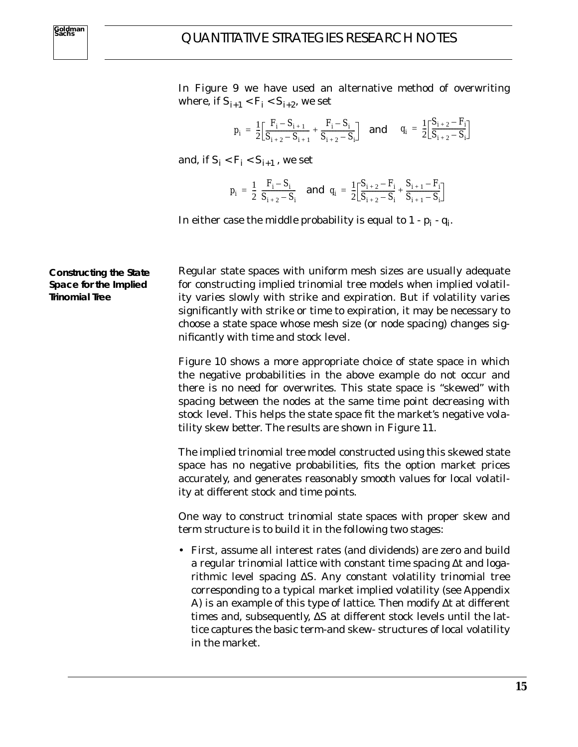In Figure 9 we have used an alternative method of overwriting where, if $S_{i+1} < F_i < S_{i+2}$, we set

$$p_i = \frac{1}{2}\left[\frac{F_i - S_{i+1}}{S_{i+2} - S_{i+1}} + \frac{F_i - S_i}{S_{i+2} - S_i}\right] \quad \text{and} \quad q_i = \frac{1}{2}\left[\frac{S_{i+2} - F_i}{S_{i+2} - S_i}\right]$$

and, if $S_i < F_i < S_{i+1}$, we set

$$p_i = \frac{1}{2}\frac{F_i - S_i}{S_{i+2} - S_i} \quad \text{and} \quad q_i = \frac{1}{2}\left[\frac{S_{i+2} - F_i}{S_{i+2} - S_i} + \frac{S_{i+1} - F_i}{S_{i+1} - S_i}\right]$$

In either case the middle probability is equal to $1 - p_i - q_i$.

### Constructing the State Space for the Implied Trinomial Tree

Regular state spaces with uniform mesh sizes are usually adequate for constructing implied trinomial tree models when implied volatility varies slowly with strike and expiration. But if volatility varies significantly with strike or time to expiration, it may be necessary to choose a state space whose mesh size (or node spacing) changes significantly with time and stock level.

Figure 10 shows a more appropriate choice of state space in which the negative probabilities in the above example do not occur and there is no need for overwrites. This state space is "skewed" with spacing between the nodes at the same time point decreasing with stock level. This helps the state space fit the market's negative volatility skew better. The results are shown in Figure 11.

The implied trinomial tree model constructed using this skewed state space has no negative probabilities, fits the option market prices accurately, and generates reasonably smooth values for local volatility at different stock and time points.

One way to construct trinomial state spaces with proper skew and term structure is to build it in the following two stages:

- First, assume all interest rates (and dividends) are zero and build a regular trinomial lattice with constant time spacing $\Delta t$ and logarithmic level spacing $\Delta S$. Any constant volatility trinomial tree corresponding to a typical market implied volatility (see Appendix A) is an example of this type of lattice. Then modify $\Delta t$ at different times and, subsequently, $\Delta S$ at different stock levels until the lattice captures the basic term-and skew- structures of local volatility in the market.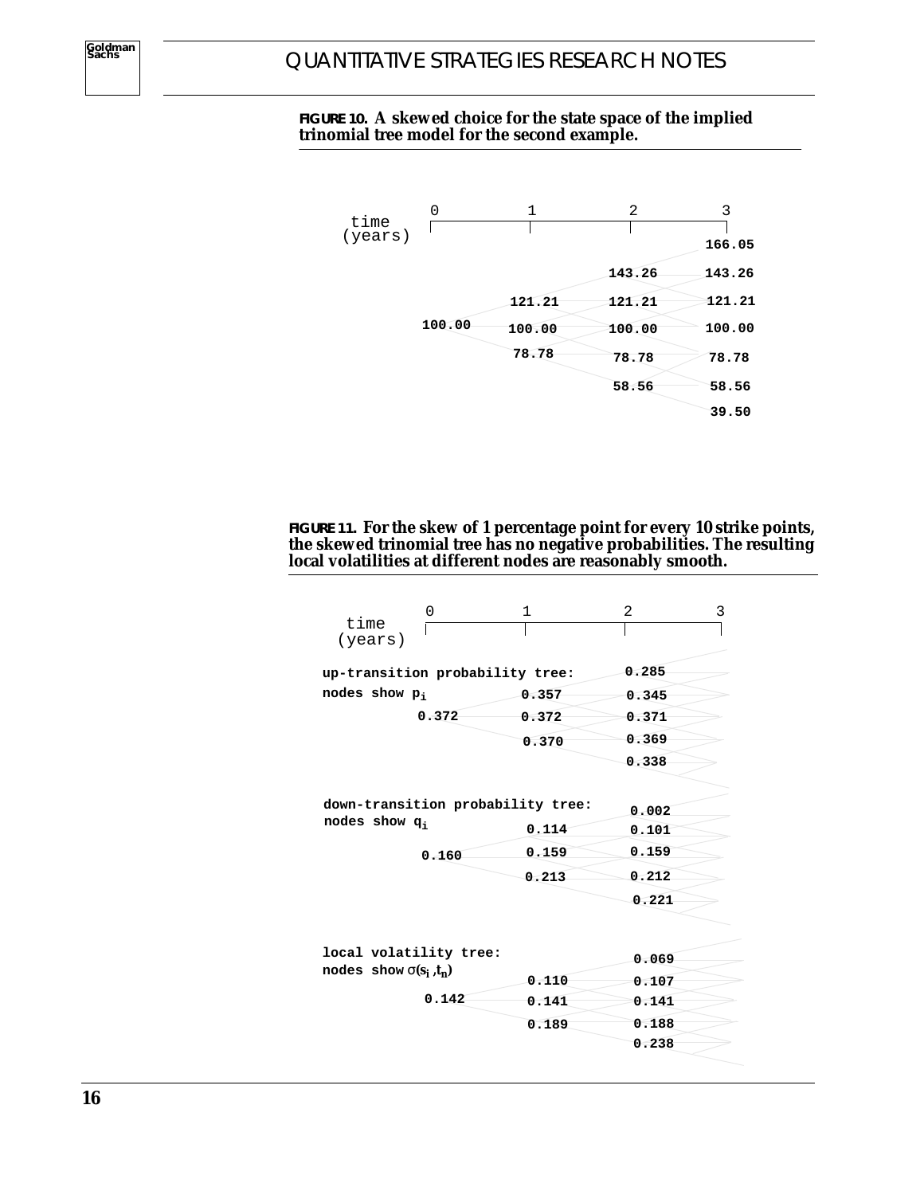**FIGURE 10. A skewed choice for the state space of the implied trinomial tree model for the second example.**

| time (years) | 0 | 1 | 2 | 3 |
|---|---|---|---|---|
| | | | | 166.05 |
| | | | 143.26 | 143.26 |
| | | 121.21 | 121.21 | 121.21 |
| | 100.00 | 100.00 | 100.00 | 100.00 |
| | | 78.78 | 78.78 | 78.78 |
| | | | 58.56 | 58.56 |
| | | | | 39.50 |

**FIGURE 11. For the skew of 1 percentage point for every 10 strike points, the skewed trinomial tree has no negative probabilities. The resulting local volatilities at different nodes are reasonably smooth.**

up-transition probability tree: nodes show $p_i$

| time (years) | 0 | 1 | 2 |
|---|---|---|---|
| | | | 0.285 |
| | | 0.357 | 0.345 |
| | 0.372 | 0.372 | 0.371 |
| | | 0.370 | 0.369 |
| | | | 0.338 |

down-transition probability tree: nodes show $q_i$

| time (years) | 0 | 1 | 2 |
|---|---|---|---|
| | | | 0.002 |
| | | 0.114 | 0.101 |
| | 0.160 | 0.159 | 0.159 |
| | | 0.213 | 0.212 |
| | | | 0.221 |

local volatility tree: nodes show $\sigma(s_i, t_n)$

| time (years) | 0 | 1 | 2 |
|---|---|---|---|
| | | | 0.069 |
| | | 0.110 | 0.107 |
| | 0.142 | 0.141 | 0.141 |
| | | 0.189 | 0.188 |
| | | | 0.238 |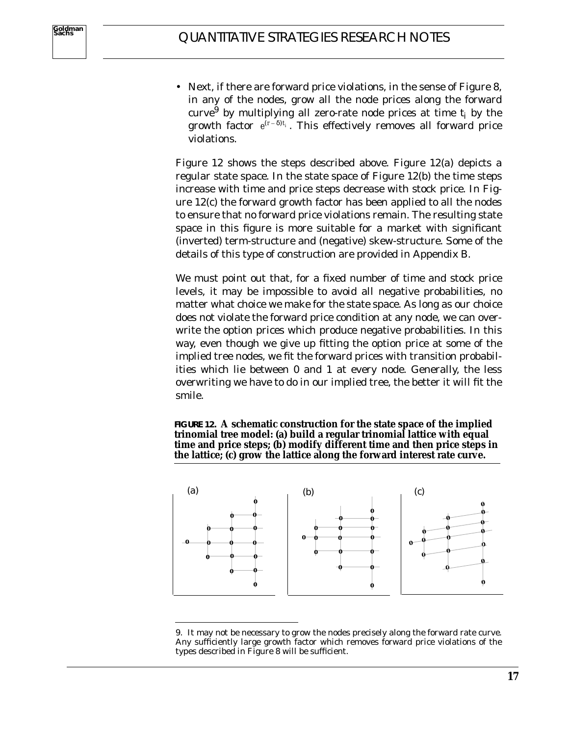- Next, if there are forward price violations, in the sense of Figure 8, in any of the nodes, grow all the node prices along the forward curve[9] by multiplying all zero-rate node prices at time $t_i$ by the growth factor $e^{(r-\delta)t_i}$. This effectively removes all forward price violations.

Figure 12 shows the steps described above. Figure 12(a) depicts a regular state space. In the state space of Figure 12(b) the time steps increase with time and price steps decrease with stock price. In Figure 12(c) the forward growth factor has been applied to all the nodes to ensure that no forward price violations remain. The resulting state space in this figure is more suitable for a market with significant (inverted) term-structure and (negative) skew-structure. Some of the details of this type of construction are provided in Appendix B.

We must point out that, for a fixed number of time and stock price levels, it may be impossible to avoid all negative probabilities, no matter what choice we make for the state space. As long as our choice does not violate the forward price condition at any node, we can overwrite the option prices which produce negative probabilities. In this way, even though we give up fitting the option price at some of the implied tree nodes, we fit the forward prices with transition probabilities which lie between 0 and 1 at every node. Generally, the less overwriting we have to do in our implied tree, the better it will fit the smile.

**FIGURE 12. A schematic construction for the state space of the implied trinomial tree model: (a) build a regular trinomial lattice with equal time and price steps; (b) modify different time and then price steps in the lattice; (c) grow the lattice along the forward interest rate curve.**

9. It may not be necessary to grow the nodes precisely along the forward rate curve. Any sufficiently large growth factor which removes forward price violations of the types described in Figure 8 will be sufficient.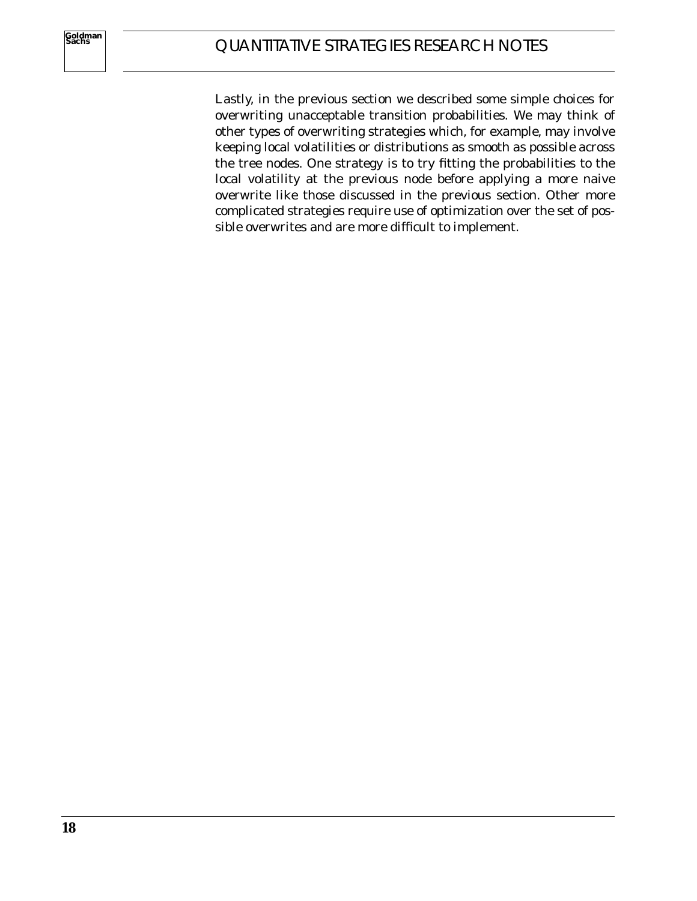Lastly, in the previous section we described some simple choices for overwriting unacceptable transition probabilities. We may think of other types of overwriting strategies which, for example, may involve keeping local volatilities or distributions as smooth as possible across the tree nodes. One strategy is to try fitting the probabilities to the local volatility at the previous node before applying a more naive overwrite like those discussed in the previous section. Other more complicated strategies require use of optimization over the set of possible overwrites and are more difficult to implement.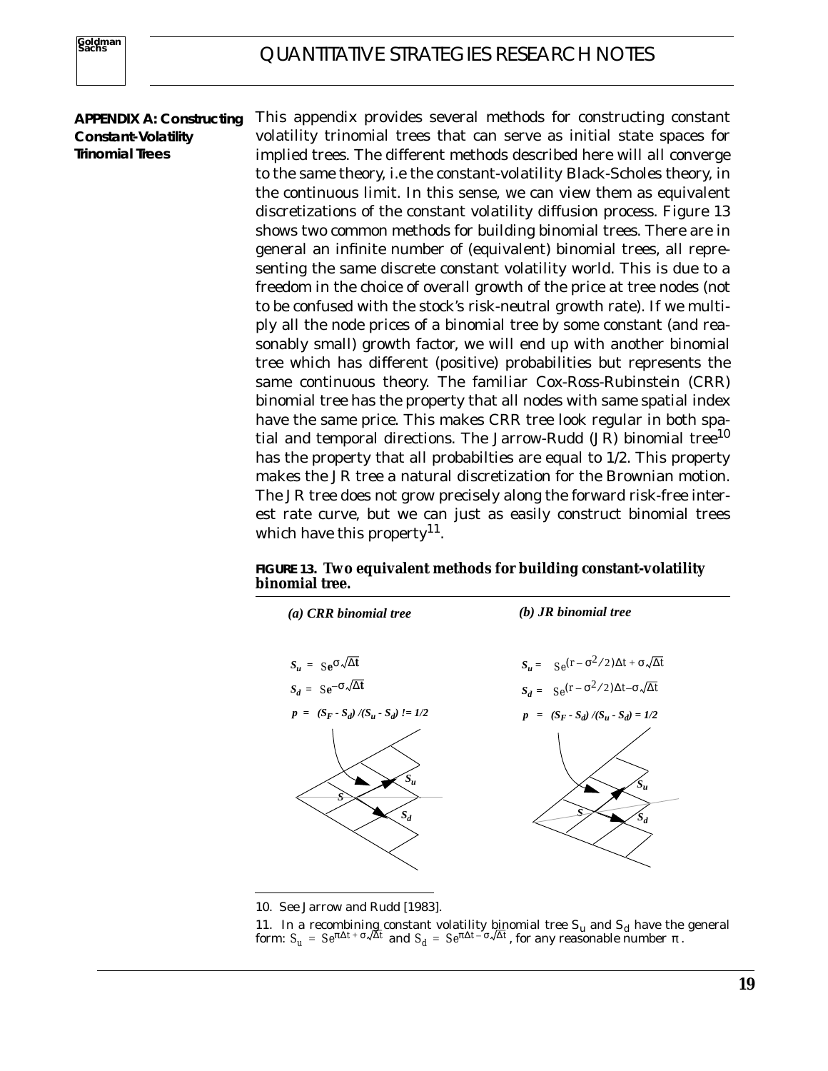## APPENDIX A: Constructing Constant-Volatility Trinomial Trees

This appendix provides several methods for constructing constant volatility trinomial trees that can serve as initial state spaces for implied trees. The different methods described here will all converge to the same theory, i.e the constant-volatility Black-Scholes theory, in the continuous limit. In this sense, we can view them as equivalent discretizations of the constant volatility diffusion process. Figure 13 shows two common methods for building binomial trees. There are in general an infinite number of (equivalent) binomial trees, all representing the same discrete constant volatility world. This is due to a freedom in the choice of overall growth of the price at tree nodes (not to be confused with the stock's risk-neutral growth rate). If we multiply all the node prices of a binomial tree by some constant (and reasonably small) growth factor, we will end up with another binomial tree which has different (positive) probabilities but represents the same continuous theory. The familiar Cox-Ross-Rubinstein (CRR) binomial tree has the property that all nodes with same spatial index have the same price. This makes CRR tree look regular in both spatial and temporal directions. The Jarrow-Rudd (JR) binomial tree[10] has the property that all probabilties are equal to 1/2. This property makes the JR tree a natural discretization for the Brownian motion. The JR tree does not grow precisely along the forward risk-free interest rate curve, but we can just as easily construct binomial trees which have this property[11].

**FIGURE 13. Two equivalent methods for building constant-volatility binomial tree.**

*(a) CRR binomial tree*

$$S_u = Se^{\sigma\sqrt{\Delta t}}$$

$$S_d = Se^{-\sigma\sqrt{\Delta t}}$$

$$p = (S_F - S_d)/(S_u - S_d) \neq 1/2$$

*(b) JR binomial tree*

$$S_u = Se^{(r - \sigma^2/2)\Delta t + \sigma\sqrt{\Delta t}}$$

$$S_d = Se^{(r - \sigma^2/2)\Delta t - \sigma\sqrt{\Delta t}}$$

$$p = (S_F - S_d)/(S_u - S_d) = 1/2$$

10. See Jarrow and Rudd [1983].

11. In a recombining constant volatility binomial tree $S_u$ and $S_d$ have the general form: $S_u = Se^{\pi\Delta t + \sigma\sqrt{\Delta t}}$ and $S_d = Se^{\pi\Delta t - \sigma\sqrt{\Delta t}}$, for any reasonable number $\pi$.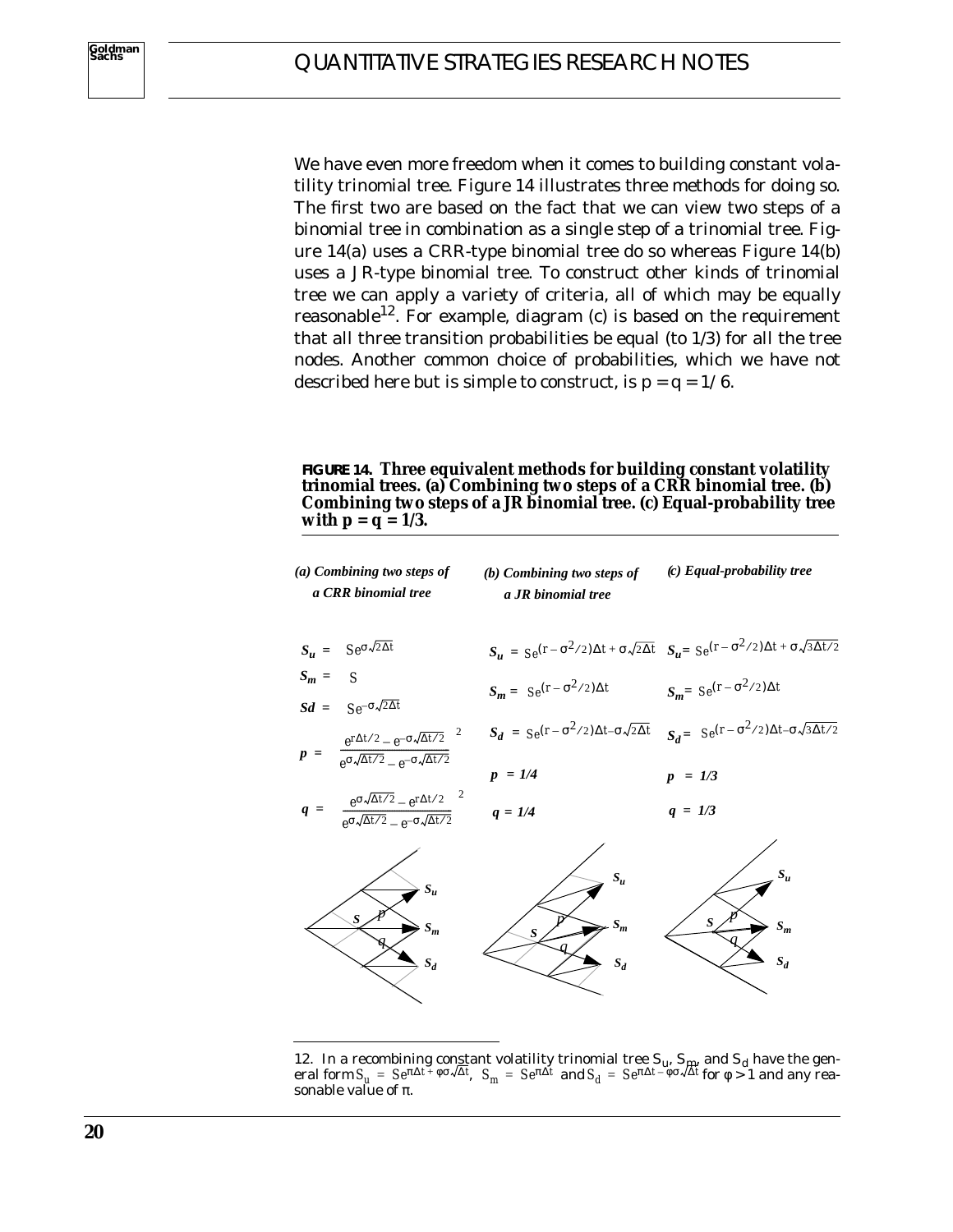We have even more freedom when it comes to building constant volatility trinomial tree. Figure 14 illustrates three methods for doing so. The first two are based on the fact that we can view two steps of a binomial tree in combination as a single step of a trinomial tree. Figure 14(a) uses a CRR-type binomial tree do so whereas Figure 14(b) uses a JR-type binomial tree. To construct other kinds of trinomial tree we can apply a variety of criteria, all of which may be equally reasonable[12]. For example, diagram (c) is based on the requirement that all three transition probabilities be equal (to 1/3) for all the tree nodes. Another common choice of probabilities, which we have not described here but is simple to construct, is $p = q = 1/6$.

**FIGURE 14. Three equivalent methods for building constant volatility trinomial trees. (a) Combining two steps of a CRR binomial tree. (b) Combining two steps of a JR binomial tree. (c) Equal-probability tree with $p = q = 1/3$.**

***(a) Combining two steps of a CRR binomial tree***

$$S_u = Se^{\sigma\sqrt{2\Delta t}}$$

$$S_m = S$$

$$S_d = Se^{-\sigma\sqrt{2\Delta t}}$$

$$p = \left(\frac{e^{r\Delta t/2} - e^{-\sigma\sqrt{\Delta t/2}}}{e^{\sigma\sqrt{\Delta t/2}} - e^{-\sigma\sqrt{\Delta t/2}}}\right)^2$$

$$q = \left(\frac{e^{\sigma\sqrt{\Delta t/2}} - e^{r\Delta t/2}}{e^{\sigma\sqrt{\Delta t/2}} - e^{-\sigma\sqrt{\Delta t/2}}}\right)^2$$

***(b) Combining two steps of a JR binomial tree***

$$S_u = Se^{(r - \sigma^2/2)\Delta t + \sigma\sqrt{2\Delta t}}$$

$$S_m = Se^{(r - \sigma^2/2)\Delta t}$$

$$S_d = Se^{(r - \sigma^2/2)\Delta t - \sigma\sqrt{2\Delta t}}$$

$p = 1/4$

$q = 1/4$

***(c) Equal-probability tree***

$$S_u = Se^{(r - \sigma^2/2)\Delta t + \sigma\sqrt{3\Delta t/2}}$$

$$S_m = Se^{(r - \sigma^2/2)\Delta t}$$

$$S_d = Se^{(r - \sigma^2/2)\Delta t - \sigma\sqrt{3\Delta t/2}}$$

$p = 1/3$

$q = 1/3$

12. In a recombining constant volatility trinomial tree $S_u$, $S_m$, and $S_d$ have the general form $S_u = Se^{\pi\Delta t + \varphi\sigma\sqrt{\Delta t}}$, $S_m = Se^{\pi\Delta t}$ and $S_d = Se^{\pi\Delta t - \varphi\sigma\sqrt{\Delta t}}$ for $\varphi > 1$ and any reasonable value of $\pi$.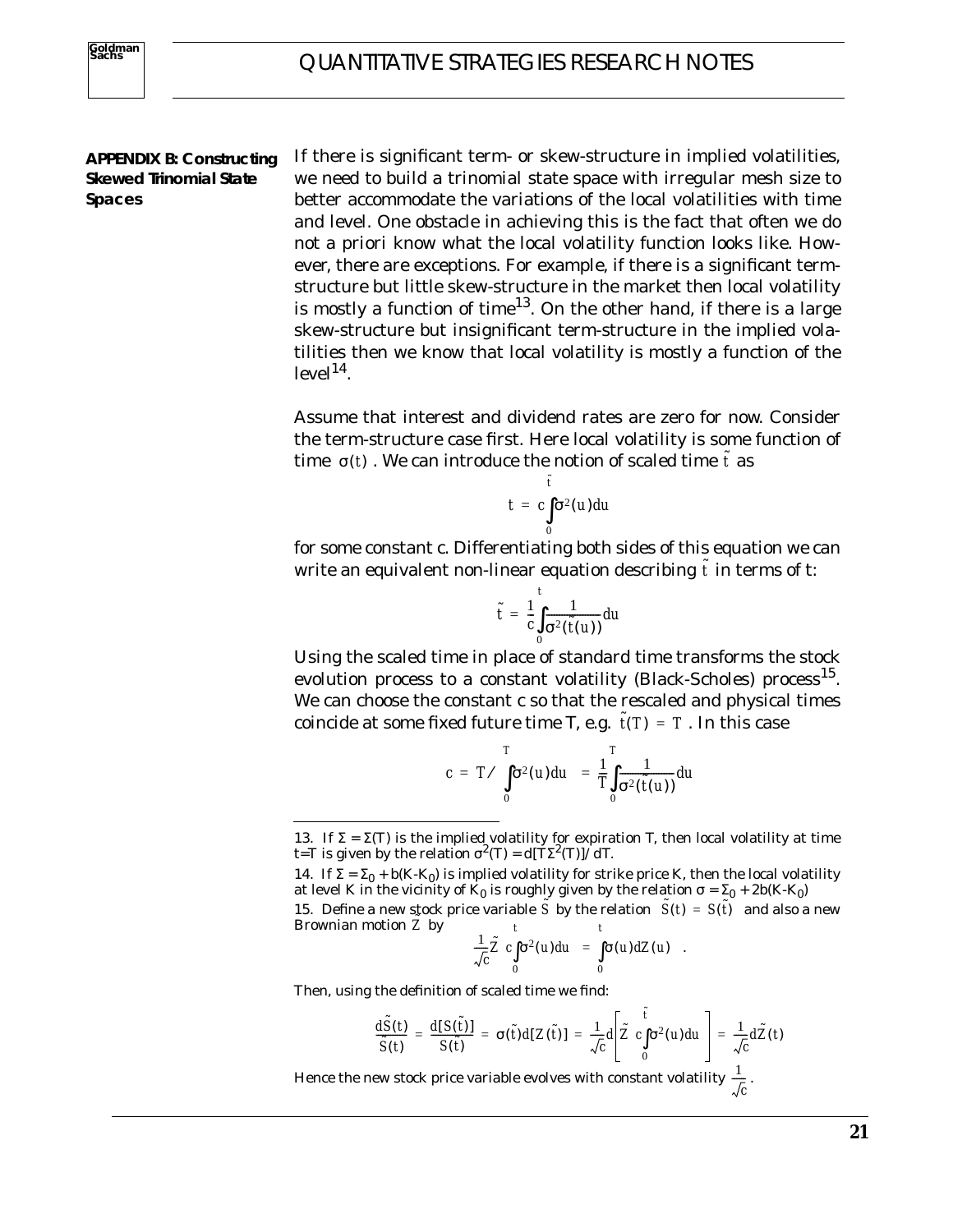## APPENDIX B: Constructing Skewed Trinomial State Spaces

If there is significant term- or skew-structure in implied volatilities, we need to build a trinomial state space with irregular mesh size to better accommodate the variations of the local volatilities with time and level. One obstacle in achieving this is the fact that often we do not a priori know what the local volatility function looks like. However, there are exceptions. For example, if there is a significant term-structure but little skew-structure in the market then local volatility is mostly a function of time[13]. On the other hand, if there is a large skew-structure but insignificant term-structure in the implied volatilities then we know that local volatility is mostly a function of the level[14].

Assume that interest and dividend rates are zero for now. Consider the term-structure case first. Here local volatility is some function of time $\sigma(t)$. We can introduce the notion of scaled time $\tilde{t}$ as

$$t = c\int_0^{\tilde{t}} \sigma^2(u)du$$

for some constant c. Differentiating both sides of this equation we can write an equivalent non-linear equation describing $\tilde{t}$ in terms of t:

$$\tilde{t} = \frac{1}{c}\int_0^{t} \frac{1}{\sigma^2(\tilde{t}(u))}du$$

Using the scaled time in place of standard time transforms the stock evolution process to a constant volatility (Black-Scholes) process[15]. We can choose the constant c so that the rescaled and physical times coincide at some fixed future time T, e.g. $\tilde{t}(T) = T$. In this case

$$c = T \Big/ \int_0^{T} \sigma^2(u)du = \frac{1}{T}\int_0^{T} \frac{1}{\sigma^2(\tilde{t}(u))}du$$

---

13. If $\Sigma = \Sigma(T)$ is the implied volatility for expiration T, then local volatility at time t=T is given by the relation $\sigma^2(T) = d[T\Sigma^2(T)]/dT$.

14. If $\Sigma = \Sigma_0 + b(K\text{-}K_0)$ is implied volatility for strike price K, then the local volatility at level K in the vicinity of $K_0$ is roughly given by the relation $\sigma = \Sigma_0 + 2b(K\text{-}K_0)$

15. Define a new stock price variable $\tilde{S}$ by the relation $\tilde{S}(t) = S(\tilde{t})$ and also a new Brownian motion $\tilde{Z}$ by

$$\frac{1}{\sqrt{c}}\tilde{Z}\left(c\int_0^{t}\sigma^2(u)du\right) = \int_0^{t}\sigma(u)dZ(u) \quad .$$

Then, using the definition of scaled time we find:

$$\frac{d\tilde{S}(t)}{\tilde{S}(t)} = \frac{d[S(\tilde{t})]}{S(\tilde{t})} = \sigma(\tilde{t})d[Z(\tilde{t})] = \frac{1}{\sqrt{c}}d\left[\tilde{Z}\left(c\int_0^{\tilde{t}}\sigma^2(u)du\right)\right] = \frac{1}{\sqrt{c}}d\tilde{Z}(t)$$

Hence the new stock price variable evolves with constant volatility $\frac{1}{\sqrt{c}}$.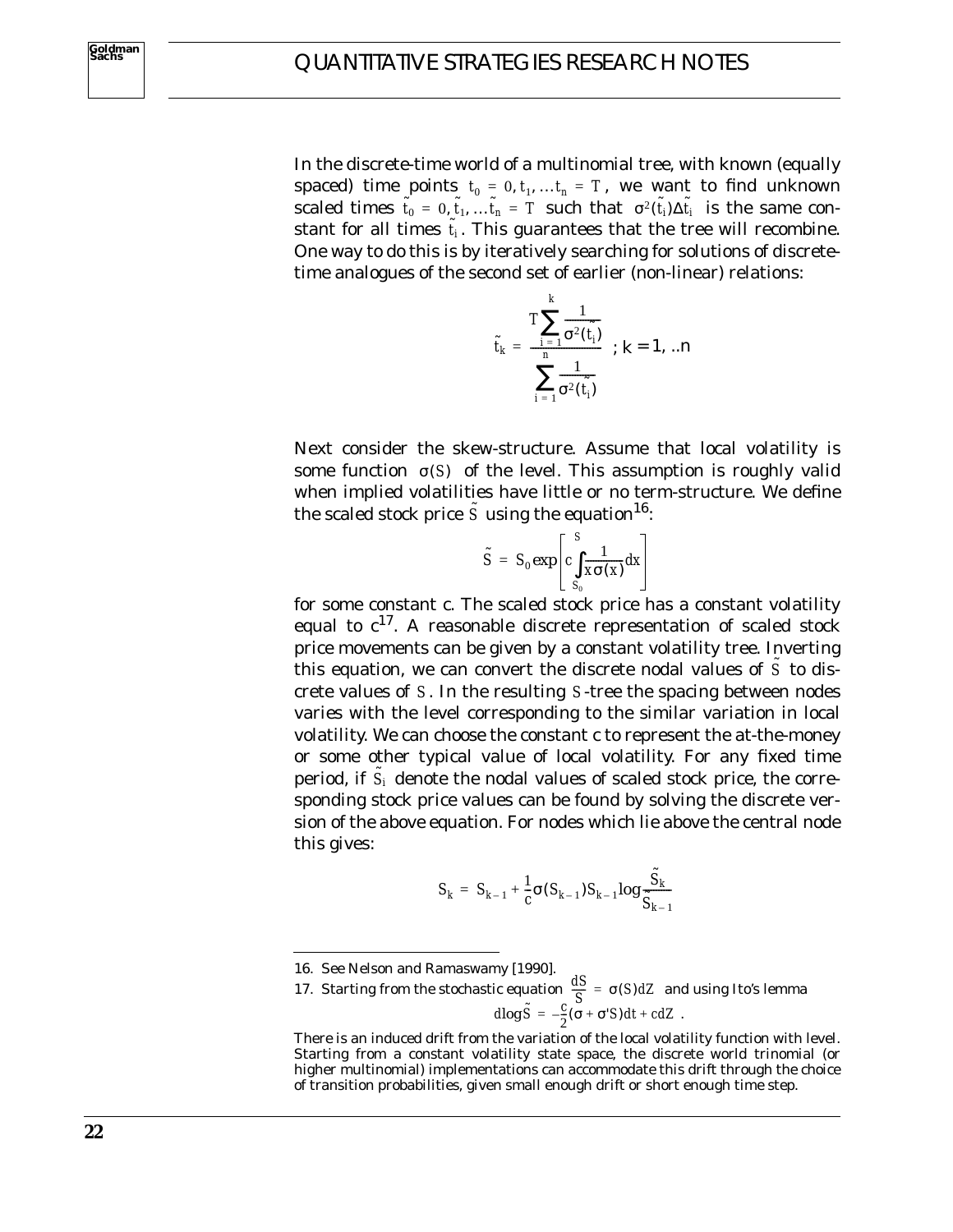In the discrete-time world of a multinomial tree, with known (equally spaced) time points $t_0 = 0, t_1, \ldots t_n = T$, we want to find unknown scaled times $\tilde{t}_0 = 0, \tilde{t}_1, \ldots \tilde{t}_n = T$ such that $\sigma^2(\tilde{t}_i)\Delta\tilde{t}_i$ is the same constant for all times $\tilde{t}_i$. This guarantees that the tree will recombine. One way to do this is by iteratively searching for solutions of discrete-time analogues of the second set of earlier (non-linear) relations:

$$\tilde{t}_k = \frac{T\sum_{i=1}^{k}\frac{1}{\sigma^2(\tilde{t}_i)}}{\sum_{i=1}^{n}\frac{1}{\sigma^2(\tilde{t}_i)}} \quad ; k = 1, ..n$$

Next consider the skew-structure. Assume that local volatility is some function $\sigma(S)$ of the level. This assumption is roughly valid when implied volatilities have little or no term-structure. We define the scaled stock price $\tilde{S}$ using the equation[16]:

$$\tilde{S} = S_0 \exp\left[c\int_{S_0}^{S}\frac{1}{x\sigma(x)}dx\right]$$

for some constant c. The scaled stock price has a constant volatility equal to c[17]. A reasonable discrete representation of scaled stock price movements can be given by a constant volatility tree. Inverting this equation, we can convert the discrete nodal values of $\tilde{S}$ to discrete values of $S$. In the resulting $S$-tree the spacing between nodes varies with the level corresponding to the similar variation in local volatility. We can choose the constant c to represent the at-the-money or some other typical value of local volatility. For any fixed time period, if $\tilde{S}_i$ denote the nodal values of scaled stock price, the corresponding stock price values can be found by solving the discrete version of the above equation. For nodes which lie above the central node this gives:

$$S_k = S_{k-1} + \frac{1}{c}\sigma(S_{k-1})S_{k-1}\log\frac{\tilde{S}_k}{\tilde{S}_{k-1}}$$

---

16. See Nelson and Ramaswamy [1990].

17. Starting from the stochastic equation $\frac{dS}{S} = \sigma(S)dZ$ and using Ito's lemma

$$d\log\tilde{S} = -\frac{c}{2}(\sigma + \sigma' S)dt + c dZ \ .$$

There is an induced drift from the variation of the local volatility function with level. Starting from a constant volatility state space, the discrete world trinomial (or higher multinomial) implementations can accommodate this drift through the choice of transition probabilities, given small enough drift or short enough time step.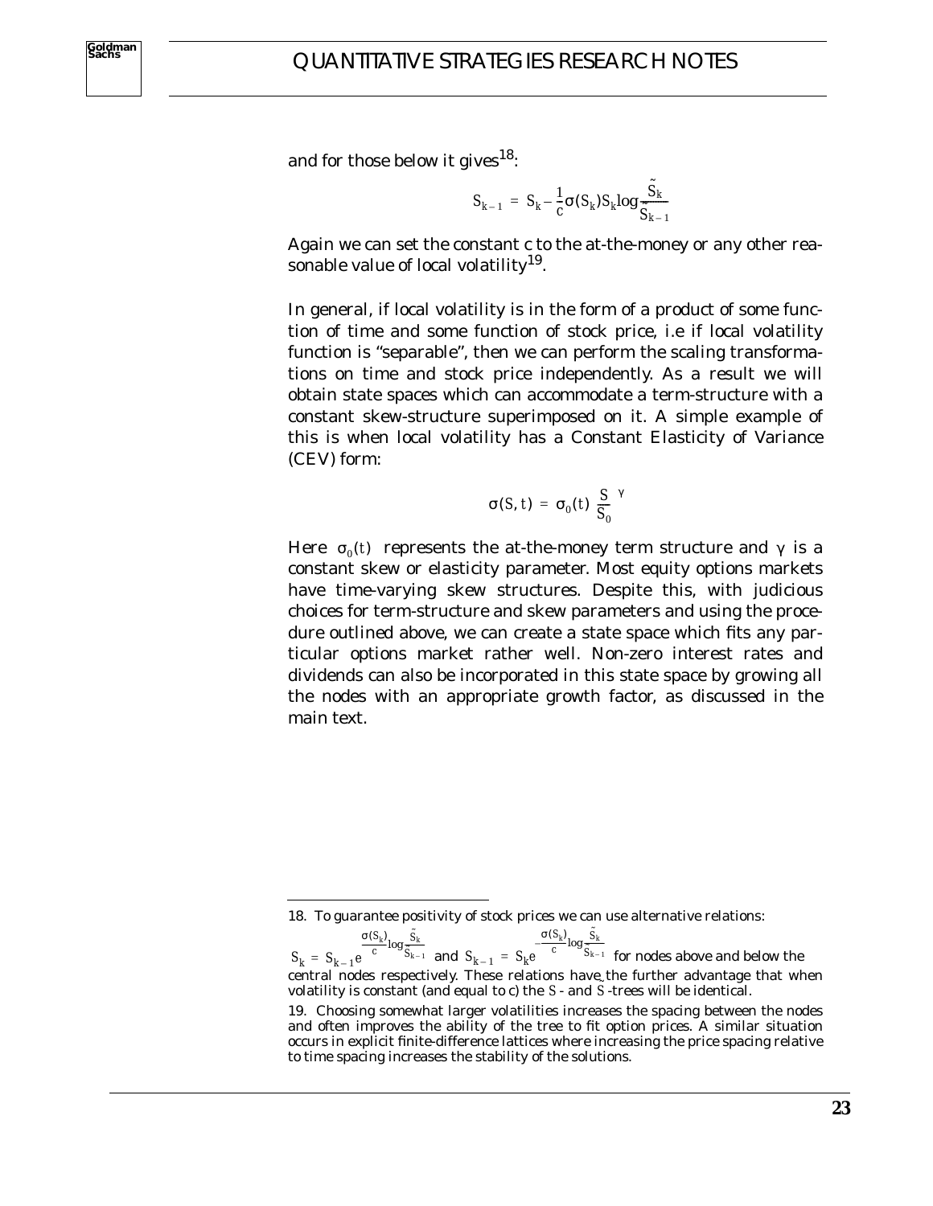and for those below it gives[18]:

$$S_{k-1} = S_k - \frac{1}{c}\sigma(S_k)S_k \log\frac{\tilde{S}_k}{\tilde{S}_{k-1}}$$

Again we can set the constant c to the at-the-money or any other reasonable value of local volatility[19].

In general, if local volatility is in the form of a product of some function of time and some function of stock price, i.e if local volatility function is "separable", then we can perform the scaling transformations on time and stock price independently. As a result we will obtain state spaces which can accommodate a term-structure with a constant skew-structure superimposed on it. A simple example of this is when local volatility has a Constant Elasticity of Variance (CEV) form:

$$\sigma(S, t) = \sigma_0(t)\left(\frac{S}{S_0}\right)^{\gamma}$$

Here $\sigma_0(t)$ represents the at-the-money term structure and $\gamma$ is a constant skew or elasticity parameter. Most equity options markets have time-varying skew structures. Despite this, with judicious choices for term-structure and skew parameters and using the procedure outlined above, we can create a state space which fits any particular options market rather well. Non-zero interest rates and dividends can also be incorporated in this state space by growing all the nodes with an appropriate growth factor, as discussed in the main text.

---

18. To guarantee positivity of stock prices we can use alternative relations: $S_k = S_{k-1}e^{\frac{\sigma(S_k)}{c}\log\frac{\tilde{S}_k}{\tilde{S}_{k-1}}}$ and $S_{k-1} = S_k e^{-\frac{\sigma(S_k)}{c}\log\frac{\tilde{S}_k}{\tilde{S}_{k-1}}}$ for nodes above and below the central nodes respectively. These relations have the further advantage that when volatility is constant (and equal to c) the $S$ - and $\tilde{S}$ -trees will be identical.

19. Choosing somewhat larger volatilities increases the spacing between the nodes and often improves the ability of the tree to fit option prices. A similar situation occurs in explicit finite-difference lattices where increasing the price spacing relative to time spacing increases the stability of the solutions.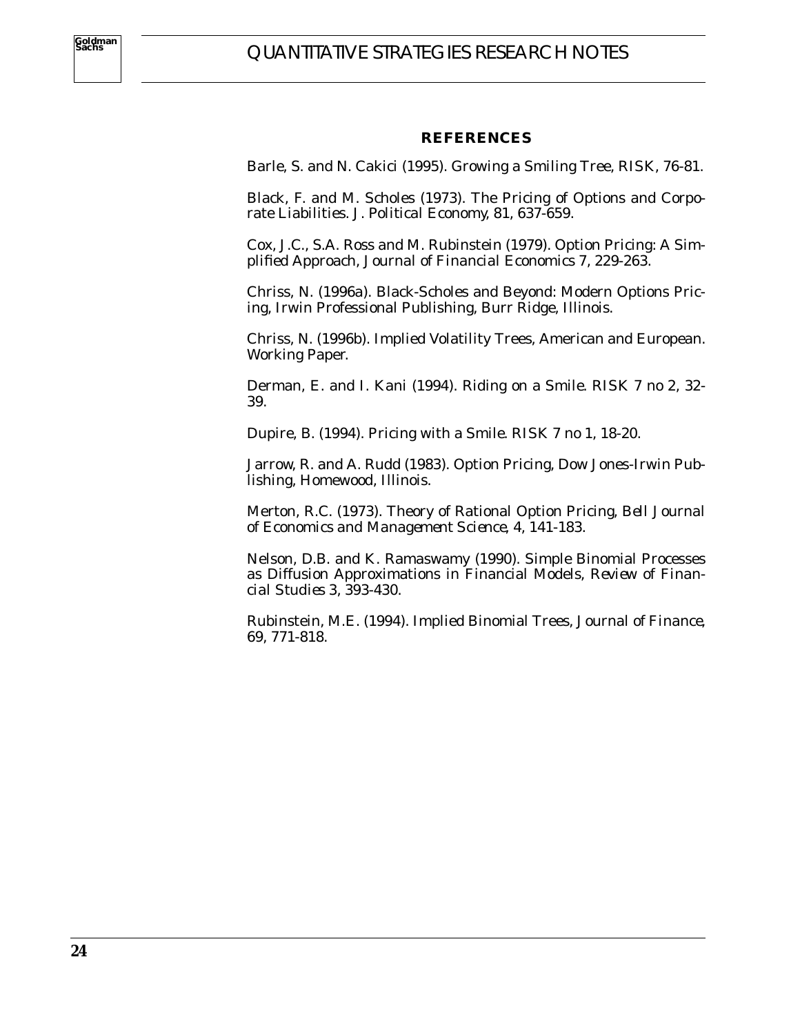## REFERENCES

Barle, S. and N. Cakici (1995). Growing a Smiling Tree, *RISK*, 76-81.

Black, F. and M. Scholes (1973). The Pricing of Options and Corporate Liabilities. *J. Political Economy*, 81, 637-659.

Cox, J.C., S.A. Ross and M. Rubinstein (1979). Option Pricing: A Simplified Approach, *Journal of Financial Economics* 7, 229-263.

Chriss, N. (1996a). *Black-Scholes and Beyond: Modern Options Pricing*, Irwin Professional Publishing, Burr Ridge, Illinois.

Chriss, N. (1996b). Implied Volatility Trees, American and European. Working Paper.

Derman, E. and I. Kani (1994). Riding on a Smile. *RISK* 7 no 2, 32-39.

Dupire, B. (1994). Pricing with a Smile. *RISK* 7 no 1, 18-20.

Jarrow, R. and A. Rudd (1983). *Option Pricing*, Dow Jones-Irwin Publishing, Homewood, Illinois.

Merton, R.C. (1973). Theory of Rational Option Pricing, *Bell Journal of Economics and Management Science*, 4, 141-183.

Nelson, D.B. and K. Ramaswamy (1990). Simple Binomial Processes as Diffusion Approximations in Financial Models, *Review of Financial Studies* 3, 393-430.

Rubinstein, M.E. (1994). Implied Binomial Trees, *Journal of Finance*, 69, 771-818.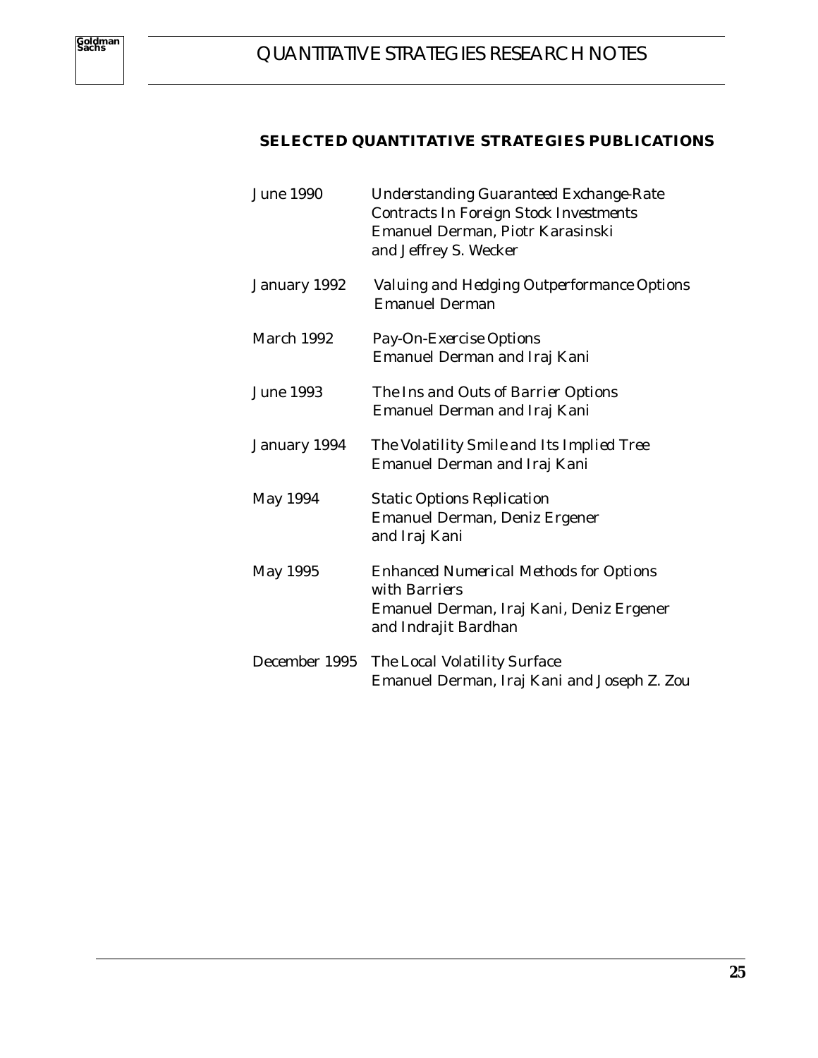## SELECTED QUANTITATIVE STRATEGIES PUBLICATIONS

| | |
|---|---|
| June 1990 | *Understanding Guaranteed Exchange-Rate Contracts In Foreign Stock Investments* Emanuel Derman, Piotr Karasinski and Jeffrey S. Wecker |
| January 1992 | *Valuing and Hedging Outperformance Options* Emanuel Derman |
| March 1992 | *Pay-On-Exercise Options* Emanuel Derman and Iraj Kani |
| June 1993 | *The Ins and Outs of Barrier Options* Emanuel Derman and Iraj Kani |
| January 1994 | *The Volatility Smile and Its Implied Tree* Emanuel Derman and Iraj Kani |
| May 1994 | *Static Options Replication* Emanuel Derman, Deniz Ergener and Iraj Kani |
| May 1995 | *Enhanced Numerical Methods for Options with Barriers* Emanuel Derman, Iraj Kani, Deniz Ergener and Indrajit Bardhan |
| December 1995 | *The Local Volatility Surface* Emanuel Derman, Iraj Kani and Joseph Z. Zou |